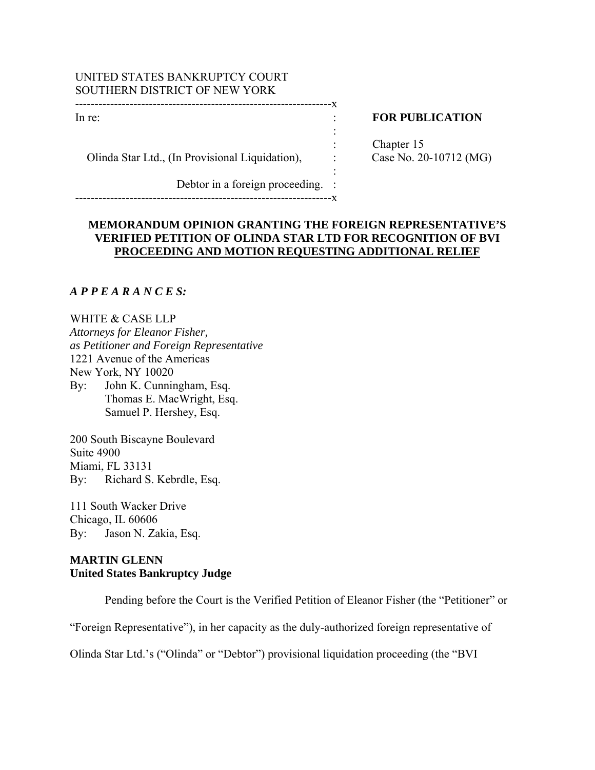UNITED STATES BANKRUPTCY COURT
SOUTHERN DISTRICT OF NEW YORK

| In re: | | |
|---|---|---|
| | | **FOR PUBLICATION** |
| Olinda Star Ltd., (In Provisional Liquidation), | | Chapter 15 |
| | | Case No. 20-10712 (MG) |
| Debtor in a foreign proceeding. | | |

**MEMORANDUM OPINION GRANTING THE FOREIGN REPRESENTATIVE'S VERIFIED PETITION OF OLINDA STAR LTD FOR RECOGNITION OF BVI PROCEEDING AND MOTION REQUESTING ADDITIONAL RELIEF**

***A P P E A R A N C E S:***

WHITE & CASE LLP
*Attorneys for Eleanor Fisher,*
*as Petitioner and Foreign Representative*
1221 Avenue of the Americas
New York, NY 10020
By: John K. Cunningham, Esq.
Thomas E. MacWright, Esq.
Samuel P. Hershey, Esq.

200 South Biscayne Boulevard
Suite 4900
Miami, FL 33131
By: Richard S. Kebrdle, Esq.

111 South Wacker Drive
Chicago, IL 60606
By: Jason N. Zakia, Esq.

**MARTIN GLENN**
**United States Bankruptcy Judge**

Pending before the Court is the Verified Petition of Eleanor Fisher (the "Petitioner" or "Foreign Representative"), in her capacity as the duly-authorized foreign representative of Olinda Star Ltd.'s ("Olinda" or "Debtor") provisional liquidation proceeding (the "BVI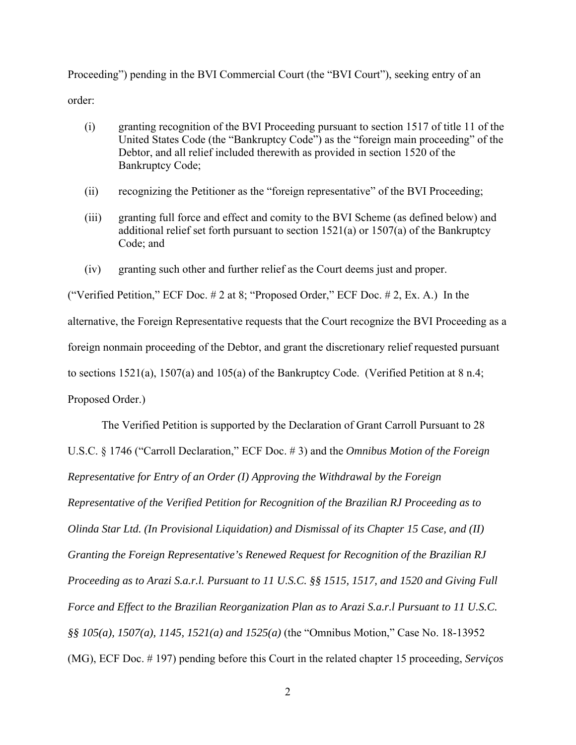Proceeding") pending in the BVI Commercial Court (the "BVI Court"), seeking entry of an order:

(i) granting recognition of the BVI Proceeding pursuant to section 1517 of title 11 of the United States Code (the "Bankruptcy Code") as the "foreign main proceeding" of the Debtor, and all relief included therewith as provided in section 1520 of the Bankruptcy Code;

(ii) recognizing the Petitioner as the "foreign representative" of the BVI Proceeding;

(iii) granting full force and effect and comity to the BVI Scheme (as defined below) and additional relief set forth pursuant to section 1521(a) or 1507(a) of the Bankruptcy Code; and

(iv) granting such other and further relief as the Court deems just and proper.

("Verified Petition," ECF Doc. # 2 at 8; "Proposed Order," ECF Doc. # 2, Ex. A.) In the alternative, the Foreign Representative requests that the Court recognize the BVI Proceeding as a foreign nonmain proceeding of the Debtor, and grant the discretionary relief requested pursuant to sections 1521(a), 1507(a) and 105(a) of the Bankruptcy Code. (Verified Petition at 8 n.4; Proposed Order.)

The Verified Petition is supported by the Declaration of Grant Carroll Pursuant to 28 U.S.C. § 1746 ("Carroll Declaration," ECF Doc. # 3) and the *Omnibus Motion of the Foreign Representative for Entry of an Order (I) Approving the Withdrawal by the Foreign Representative of the Verified Petition for Recognition of the Brazilian RJ Proceeding as to Olinda Star Ltd. (In Provisional Liquidation) and Dismissal of its Chapter 15 Case, and (II) Granting the Foreign Representative's Renewed Request for Recognition of the Brazilian RJ Proceeding as to Arazi S.a.r.l. Pursuant to 11 U.S.C. §§ 1515, 1517, and 1520 and Giving Full Force and Effect to the Brazilian Reorganization Plan as to Arazi S.a.r.l Pursuant to 11 U.S.C. §§ 105(a), 1507(a), 1145, 1521(a) and 1525(a)* (the "Omnibus Motion," Case No. 18-13952 (MG), ECF Doc. # 197) pending before this Court in the related chapter 15 proceeding, *Serviços*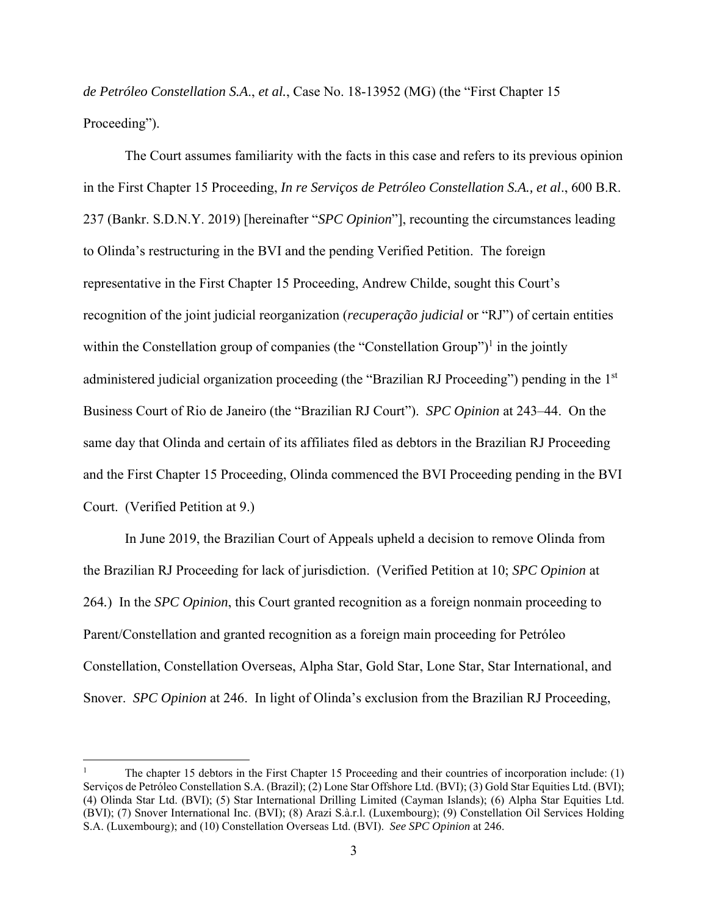*de Petróleo Constellation S.A.*, *et al.*, Case No. 18-13952 (MG) (the "First Chapter 15 Proceeding").

The Court assumes familiarity with the facts in this case and refers to its previous opinion in the First Chapter 15 Proceeding, *In re Serviços de Petróleo Constellation S.A., et al*., 600 B.R. 237 (Bankr. S.D.N.Y. 2019) [hereinafter "*SPC Opinion*"], recounting the circumstances leading to Olinda's restructuring in the BVI and the pending Verified Petition. The foreign representative in the First Chapter 15 Proceeding, Andrew Childe, sought this Court's recognition of the joint judicial reorganization (*recuperação judicial* or "RJ") of certain entities within the Constellation group of companies (the "Constellation Group")[1] in the jointly administered judicial organization proceeding (the "Brazilian RJ Proceeding") pending in the 1st Business Court of Rio de Janeiro (the "Brazilian RJ Court"). *SPC Opinion* at 243–44. On the same day that Olinda and certain of its affiliates filed as debtors in the Brazilian RJ Proceeding and the First Chapter 15 Proceeding, Olinda commenced the BVI Proceeding pending in the BVI Court. (Verified Petition at 9.)

In June 2019, the Brazilian Court of Appeals upheld a decision to remove Olinda from the Brazilian RJ Proceeding for lack of jurisdiction. (Verified Petition at 10; *SPC Opinion* at 264.) In the *SPC Opinion*, this Court granted recognition as a foreign nonmain proceeding to Parent/Constellation and granted recognition as a foreign main proceeding for Petróleo Constellation, Constellation Overseas, Alpha Star, Gold Star, Lone Star, Star International, and Snover. *SPC Opinion* at 246. In light of Olinda's exclusion from the Brazilian RJ Proceeding,

---

[1] The chapter 15 debtors in the First Chapter 15 Proceeding and their countries of incorporation include: (1) Serviços de Petróleo Constellation S.A. (Brazil); (2) Lone Star Offshore Ltd. (BVI); (3) Gold Star Equities Ltd. (BVI); (4) Olinda Star Ltd. (BVI); (5) Star International Drilling Limited (Cayman Islands); (6) Alpha Star Equities Ltd. (BVI); (7) Snover International Inc. (BVI); (8) Arazi S.à.r.l. (Luxembourg); (9) Constellation Oil Services Holding S.A. (Luxembourg); and (10) Constellation Overseas Ltd. (BVI). *See SPC Opinion* at 246.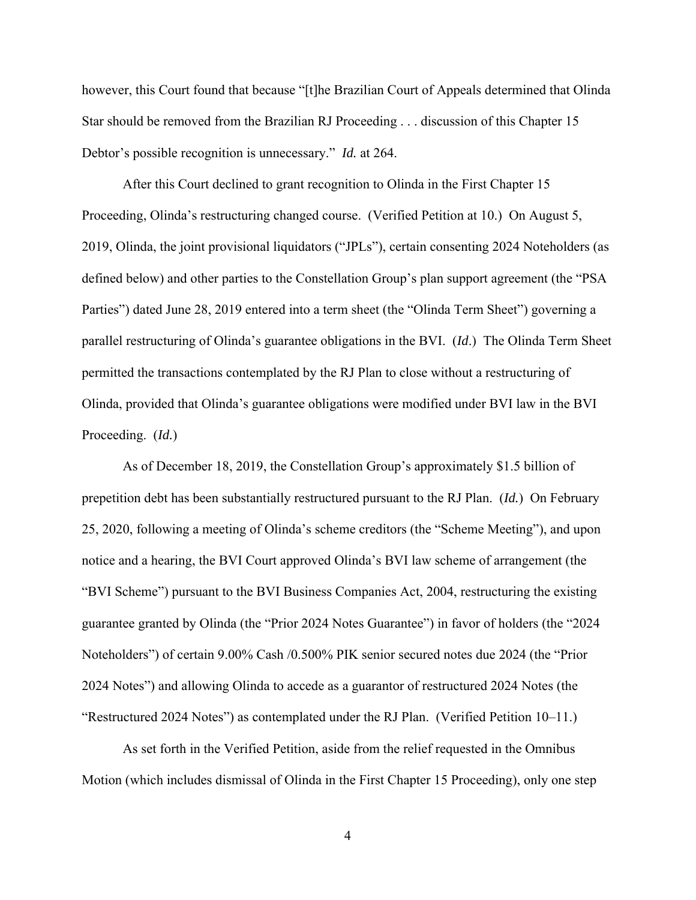however, this Court found that because "[t]he Brazilian Court of Appeals determined that Olinda Star should be removed from the Brazilian RJ Proceeding . . . discussion of this Chapter 15 Debtor's possible recognition is unnecessary." *Id.* at 264.

After this Court declined to grant recognition to Olinda in the First Chapter 15 Proceeding, Olinda's restructuring changed course. (Verified Petition at 10.) On August 5, 2019, Olinda, the joint provisional liquidators ("JPLs"), certain consenting 2024 Noteholders (as defined below) and other parties to the Constellation Group's plan support agreement (the "PSA Parties") dated June 28, 2019 entered into a term sheet (the "Olinda Term Sheet") governing a parallel restructuring of Olinda's guarantee obligations in the BVI. (*Id*.) The Olinda Term Sheet permitted the transactions contemplated by the RJ Plan to close without a restructuring of Olinda, provided that Olinda's guarantee obligations were modified under BVI law in the BVI Proceeding. (*Id.*)

As of December 18, 2019, the Constellation Group's approximately $1.5 billion of prepetition debt has been substantially restructured pursuant to the RJ Plan. (*Id.*) On February 25, 2020, following a meeting of Olinda's scheme creditors (the "Scheme Meeting"), and upon notice and a hearing, the BVI Court approved Olinda's BVI law scheme of arrangement (the "BVI Scheme") pursuant to the BVI Business Companies Act, 2004, restructuring the existing guarantee granted by Olinda (the "Prior 2024 Notes Guarantee") in favor of holders (the "2024 Noteholders") of certain 9.00% Cash /0.500% PIK senior secured notes due 2024 (the "Prior 2024 Notes") and allowing Olinda to accede as a guarantor of restructured 2024 Notes (the "Restructured 2024 Notes") as contemplated under the RJ Plan. (Verified Petition 10–11.)

As set forth in the Verified Petition, aside from the relief requested in the Omnibus Motion (which includes dismissal of Olinda in the First Chapter 15 Proceeding), only one step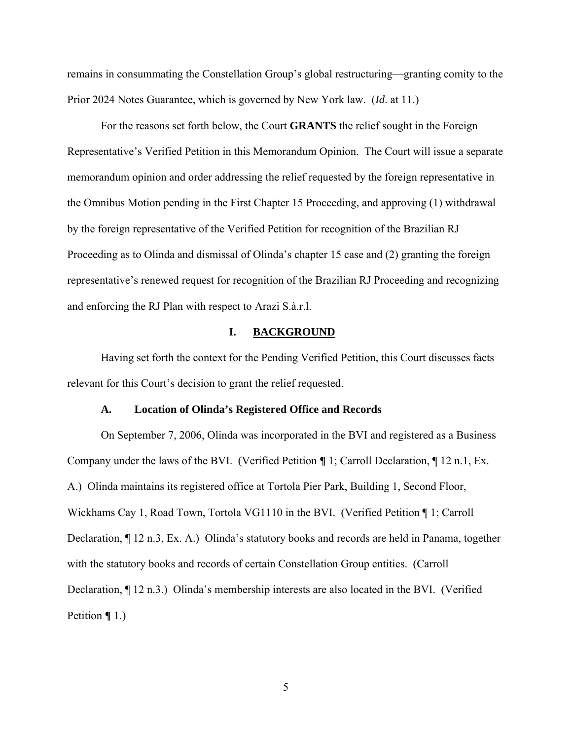remains in consummating the Constellation Group's global restructuring—granting comity to the Prior 2024 Notes Guarantee, which is governed by New York law. (*Id*. at 11.)

For the reasons set forth below, the Court **GRANTS** the relief sought in the Foreign Representative's Verified Petition in this Memorandum Opinion. The Court will issue a separate memorandum opinion and order addressing the relief requested by the foreign representative in the Omnibus Motion pending in the First Chapter 15 Proceeding, and approving (1) withdrawal by the foreign representative of the Verified Petition for recognition of the Brazilian RJ Proceeding as to Olinda and dismissal of Olinda's chapter 15 case and (2) granting the foreign representative's renewed request for recognition of the Brazilian RJ Proceeding and recognizing and enforcing the RJ Plan with respect to Arazi S.à.r.l.

## I. BACKGROUND

Having set forth the context for the Pending Verified Petition, this Court discusses facts relevant for this Court's decision to grant the relief requested.

### A. Location of Olinda's Registered Office and Records

On September 7, 2006, Olinda was incorporated in the BVI and registered as a Business Company under the laws of the BVI. (Verified Petition ¶ 1; Carroll Declaration, ¶ 12 n.1, Ex. A.) Olinda maintains its registered office at Tortola Pier Park, Building 1, Second Floor, Wickhams Cay 1, Road Town, Tortola VG1110 in the BVI. (Verified Petition ¶ 1; Carroll Declaration, ¶ 12 n.3, Ex. A.) Olinda's statutory books and records are held in Panama, together with the statutory books and records of certain Constellation Group entities. (Carroll Declaration, ¶ 12 n.3.) Olinda's membership interests are also located in the BVI. (Verified Petition ¶ 1.)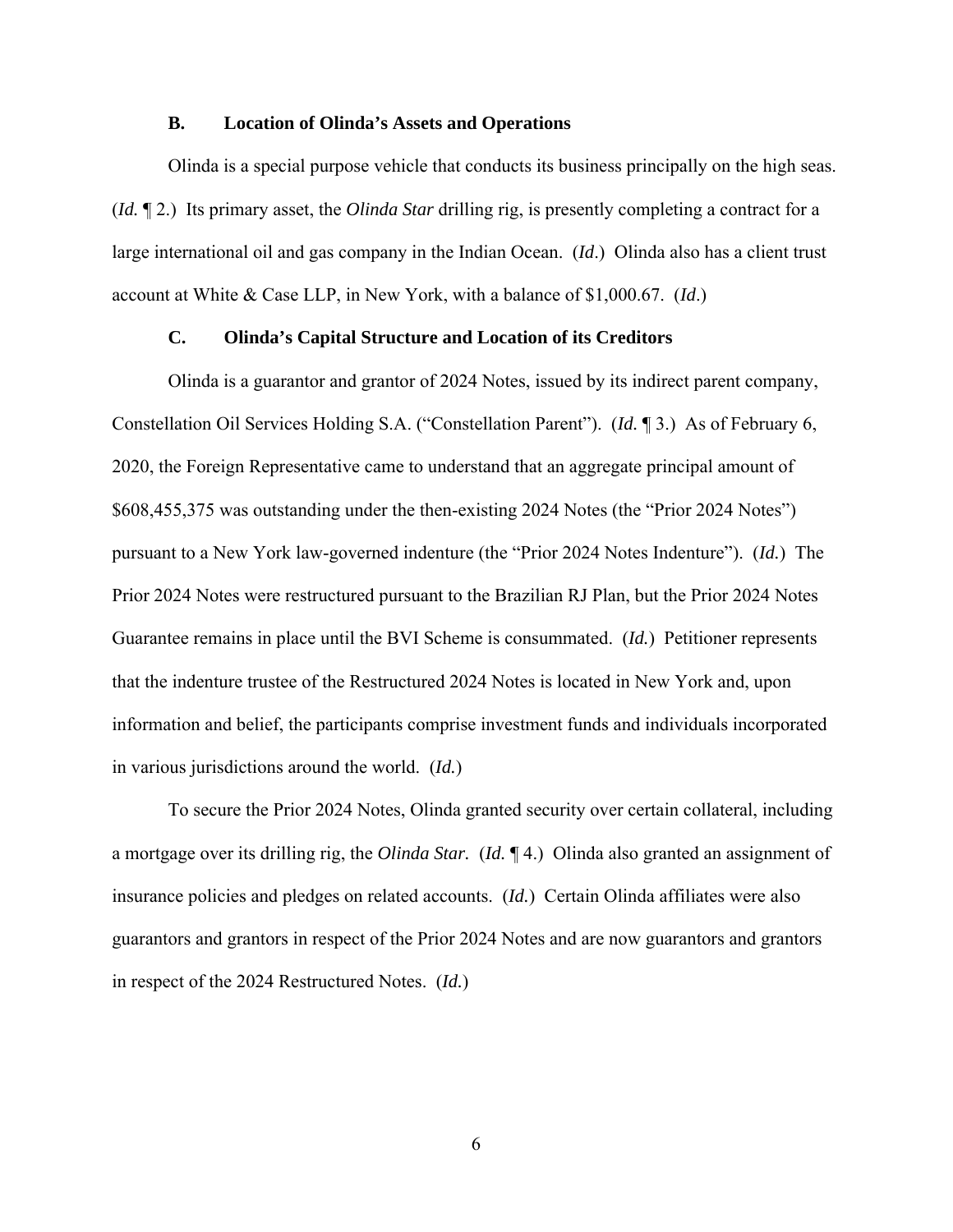### B. Location of Olinda's Assets and Operations

Olinda is a special purpose vehicle that conducts its business principally on the high seas. (*Id.* ¶ 2.) Its primary asset, the *Olinda Star* drilling rig, is presently completing a contract for a large international oil and gas company in the Indian Ocean. (*Id*.) Olinda also has a client trust account at White & Case LLP, in New York, with a balance of $1,000.67. (*Id*.)

### C. Olinda's Capital Structure and Location of its Creditors

Olinda is a guarantor and grantor of 2024 Notes, issued by its indirect parent company, Constellation Oil Services Holding S.A. ("Constellation Parent"). (*Id.* ¶ 3.) As of February 6, 2020, the Foreign Representative came to understand that an aggregate principal amount of $608,455,375 was outstanding under the then-existing 2024 Notes (the "Prior 2024 Notes") pursuant to a New York law-governed indenture (the "Prior 2024 Notes Indenture"). (*Id.*) The Prior 2024 Notes were restructured pursuant to the Brazilian RJ Plan, but the Prior 2024 Notes Guarantee remains in place until the BVI Scheme is consummated. (*Id.*) Petitioner represents that the indenture trustee of the Restructured 2024 Notes is located in New York and, upon information and belief, the participants comprise investment funds and individuals incorporated in various jurisdictions around the world. (*Id.*)

To secure the Prior 2024 Notes, Olinda granted security over certain collateral, including a mortgage over its drilling rig, the *Olinda Star.* (*Id.* ¶ 4.) Olinda also granted an assignment of insurance policies and pledges on related accounts. (*Id.*) Certain Olinda affiliates were also guarantors and grantors in respect of the Prior 2024 Notes and are now guarantors and grantors in respect of the 2024 Restructured Notes. (*Id.*)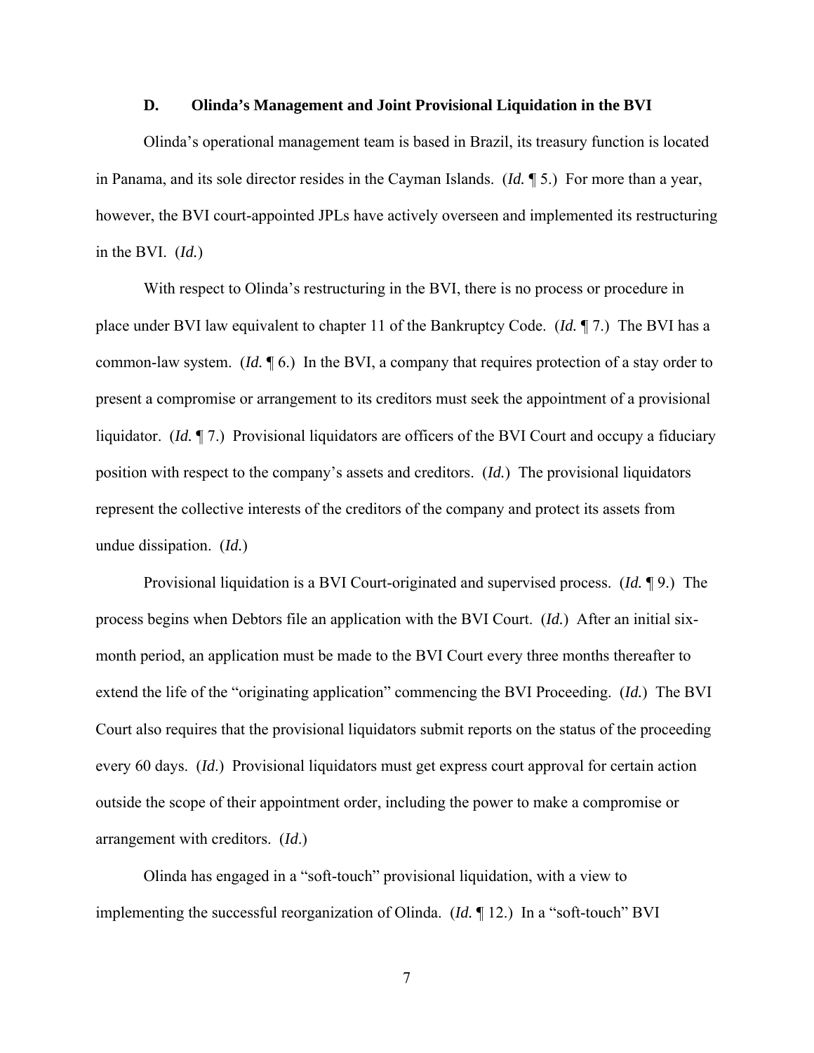### D. Olinda's Management and Joint Provisional Liquidation in the BVI

Olinda's operational management team is based in Brazil, its treasury function is located in Panama, and its sole director resides in the Cayman Islands. (*Id.* ¶ 5.) For more than a year, however, the BVI court-appointed JPLs have actively overseen and implemented its restructuring in the BVI. (*Id.*)

With respect to Olinda's restructuring in the BVI, there is no process or procedure in place under BVI law equivalent to chapter 11 of the Bankruptcy Code. (*Id.* ¶ 7.) The BVI has a common-law system. (*Id.* ¶ 6.) In the BVI, a company that requires protection of a stay order to present a compromise or arrangement to its creditors must seek the appointment of a provisional liquidator. (*Id.* ¶ 7.) Provisional liquidators are officers of the BVI Court and occupy a fiduciary position with respect to the company's assets and creditors. (*Id.*) The provisional liquidators represent the collective interests of the creditors of the company and protect its assets from undue dissipation. (*Id.*)

Provisional liquidation is a BVI Court-originated and supervised process. (*Id.* ¶ 9.) The process begins when Debtors file an application with the BVI Court. (*Id.*) After an initial six-month period, an application must be made to the BVI Court every three months thereafter to extend the life of the "originating application" commencing the BVI Proceeding. (*Id.*) The BVI Court also requires that the provisional liquidators submit reports on the status of the proceeding every 60 days. (*Id*.) Provisional liquidators must get express court approval for certain action outside the scope of their appointment order, including the power to make a compromise or arrangement with creditors. (*Id*.)

Olinda has engaged in a "soft-touch" provisional liquidation, with a view to implementing the successful reorganization of Olinda. (*Id.* ¶ 12.) In a "soft-touch" BVI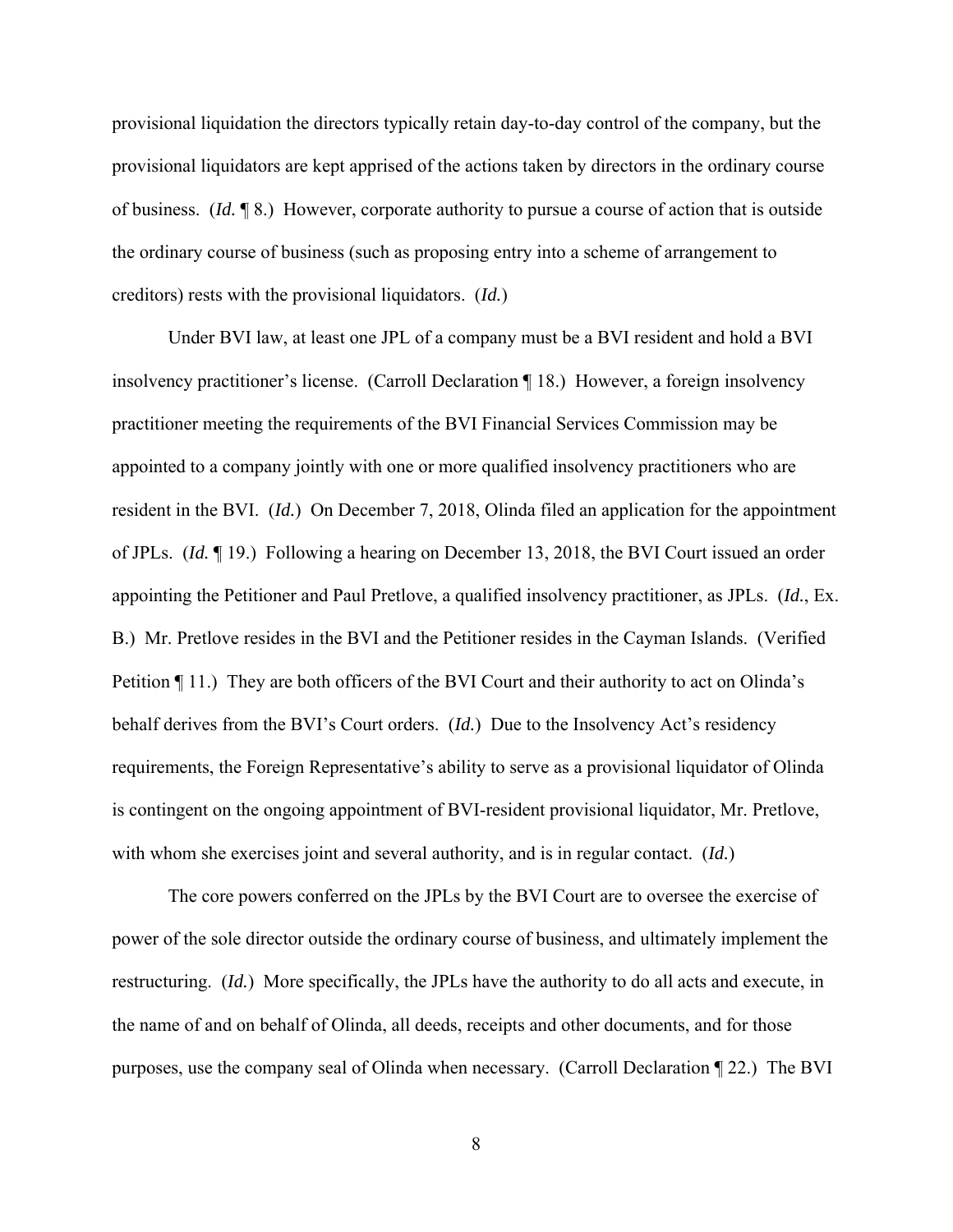provisional liquidation the directors typically retain day-to-day control of the company, but the provisional liquidators are kept apprised of the actions taken by directors in the ordinary course of business. (*Id.* ¶ 8.) However, corporate authority to pursue a course of action that is outside the ordinary course of business (such as proposing entry into a scheme of arrangement to creditors) rests with the provisional liquidators. (*Id.*)

Under BVI law, at least one JPL of a company must be a BVI resident and hold a BVI insolvency practitioner's license. (Carroll Declaration ¶ 18.) However, a foreign insolvency practitioner meeting the requirements of the BVI Financial Services Commission may be appointed to a company jointly with one or more qualified insolvency practitioners who are resident in the BVI. (*Id.*) On December 7, 2018, Olinda filed an application for the appointment of JPLs. (*Id.* ¶ 19.) Following a hearing on December 13, 2018, the BVI Court issued an order appointing the Petitioner and Paul Pretlove, a qualified insolvency practitioner, as JPLs. (*Id.*, Ex. B.) Mr. Pretlove resides in the BVI and the Petitioner resides in the Cayman Islands. (Verified Petition ¶ 11.) They are both officers of the BVI Court and their authority to act on Olinda's behalf derives from the BVI's Court orders. (*Id.*) Due to the Insolvency Act's residency requirements, the Foreign Representative's ability to serve as a provisional liquidator of Olinda is contingent on the ongoing appointment of BVI-resident provisional liquidator, Mr. Pretlove, with whom she exercises joint and several authority, and is in regular contact. (*Id.*)

The core powers conferred on the JPLs by the BVI Court are to oversee the exercise of power of the sole director outside the ordinary course of business, and ultimately implement the restructuring. (*Id.*) More specifically, the JPLs have the authority to do all acts and execute, in the name of and on behalf of Olinda, all deeds, receipts and other documents, and for those purposes, use the company seal of Olinda when necessary. (Carroll Declaration ¶ 22.) The BVI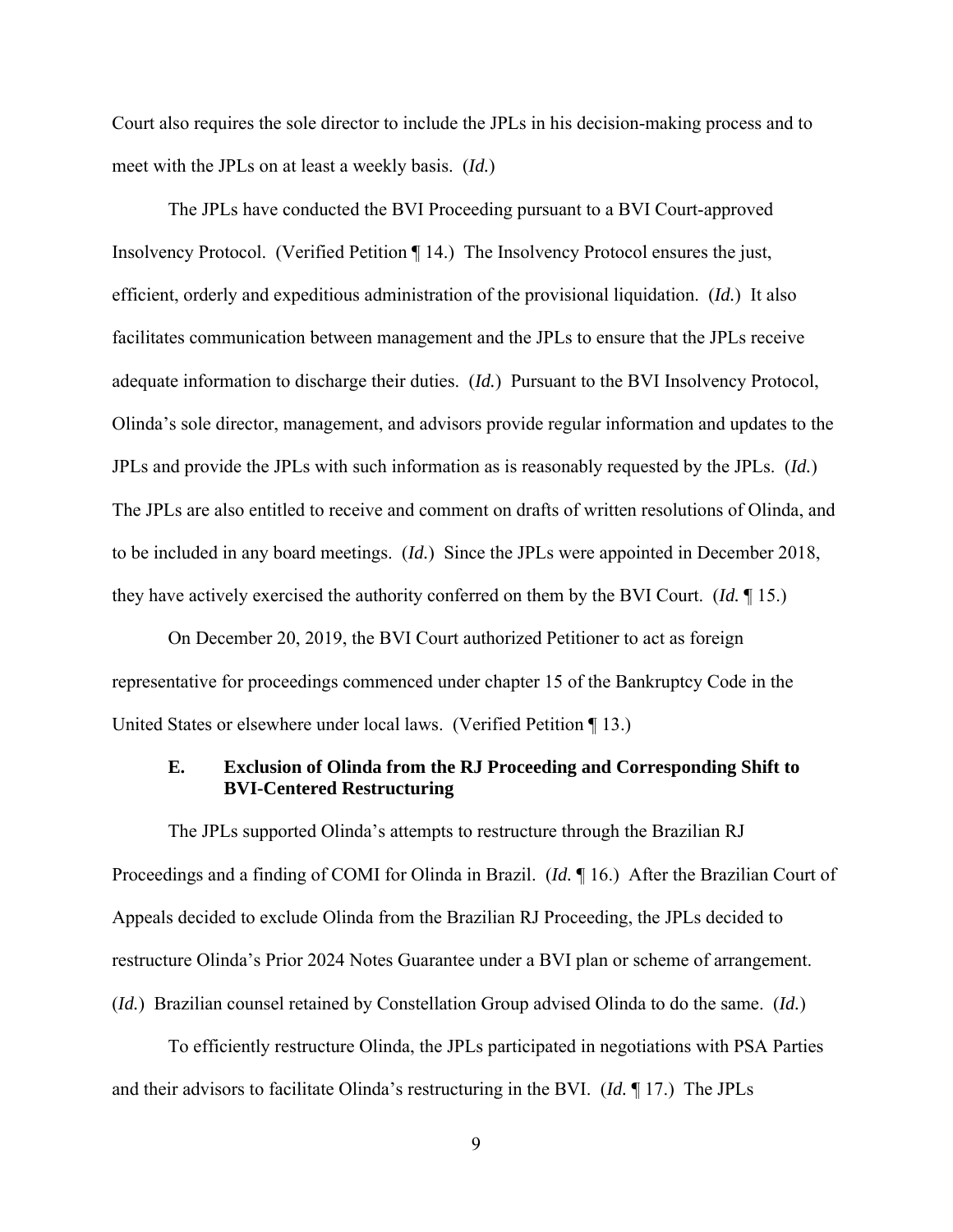Court also requires the sole director to include the JPLs in his decision-making process and to meet with the JPLs on at least a weekly basis. (*Id.*)

The JPLs have conducted the BVI Proceeding pursuant to a BVI Court-approved Insolvency Protocol. (Verified Petition ¶ 14.) The Insolvency Protocol ensures the just, efficient, orderly and expeditious administration of the provisional liquidation. (*Id.*) It also facilitates communication between management and the JPLs to ensure that the JPLs receive adequate information to discharge their duties. (*Id.*) Pursuant to the BVI Insolvency Protocol, Olinda's sole director, management, and advisors provide regular information and updates to the JPLs and provide the JPLs with such information as is reasonably requested by the JPLs. (*Id.*) The JPLs are also entitled to receive and comment on drafts of written resolutions of Olinda, and to be included in any board meetings. (*Id.*) Since the JPLs were appointed in December 2018, they have actively exercised the authority conferred on them by the BVI Court. (*Id.* ¶ 15.)

On December 20, 2019, the BVI Court authorized Petitioner to act as foreign representative for proceedings commenced under chapter 15 of the Bankruptcy Code in the United States or elsewhere under local laws. (Verified Petition ¶ 13.)

### E. Exclusion of Olinda from the RJ Proceeding and Corresponding Shift to BVI-Centered Restructuring

The JPLs supported Olinda's attempts to restructure through the Brazilian RJ Proceedings and a finding of COMI for Olinda in Brazil. (*Id.* ¶ 16.) After the Brazilian Court of Appeals decided to exclude Olinda from the Brazilian RJ Proceeding, the JPLs decided to restructure Olinda's Prior 2024 Notes Guarantee under a BVI plan or scheme of arrangement. (*Id.*) Brazilian counsel retained by Constellation Group advised Olinda to do the same. (*Id.*)

To efficiently restructure Olinda, the JPLs participated in negotiations with PSA Parties and their advisors to facilitate Olinda's restructuring in the BVI. (*Id.* ¶ 17.) The JPLs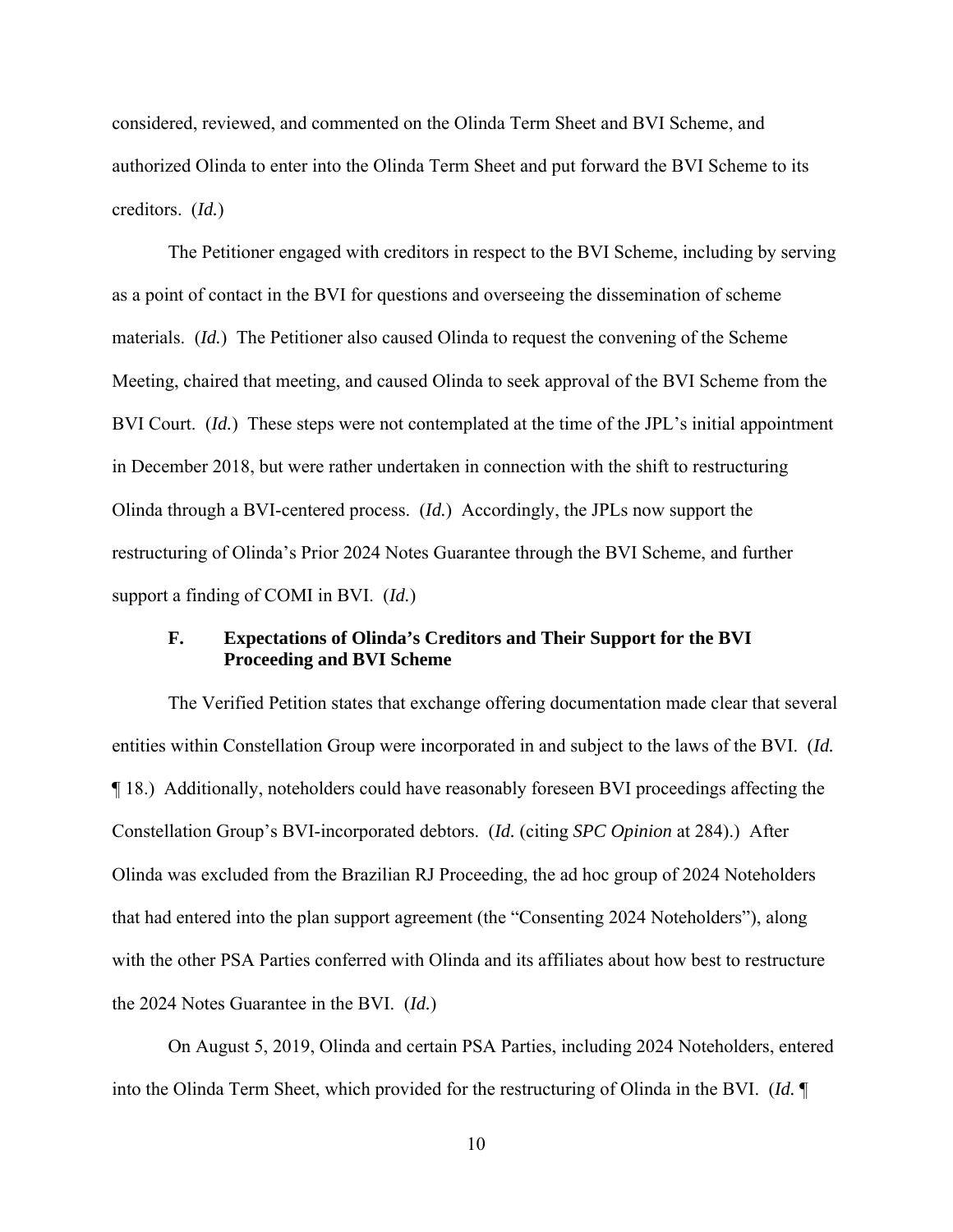considered, reviewed, and commented on the Olinda Term Sheet and BVI Scheme, and authorized Olinda to enter into the Olinda Term Sheet and put forward the BVI Scheme to its creditors. (*Id.*)

The Petitioner engaged with creditors in respect to the BVI Scheme, including by serving as a point of contact in the BVI for questions and overseeing the dissemination of scheme materials. (*Id.*) The Petitioner also caused Olinda to request the convening of the Scheme Meeting, chaired that meeting, and caused Olinda to seek approval of the BVI Scheme from the BVI Court. (*Id.*) These steps were not contemplated at the time of the JPL's initial appointment in December 2018, but were rather undertaken in connection with the shift to restructuring Olinda through a BVI-centered process. (*Id.*) Accordingly, the JPLs now support the restructuring of Olinda's Prior 2024 Notes Guarantee through the BVI Scheme, and further support a finding of COMI in BVI. (*Id.*)

### F. Expectations of Olinda's Creditors and Their Support for the BVI Proceeding and BVI Scheme

The Verified Petition states that exchange offering documentation made clear that several entities within Constellation Group were incorporated in and subject to the laws of the BVI. (*Id.* ¶ 18.) Additionally, noteholders could have reasonably foreseen BVI proceedings affecting the Constellation Group's BVI-incorporated debtors. (*Id.* (citing *SPC Opinion* at 284).) After Olinda was excluded from the Brazilian RJ Proceeding, the ad hoc group of 2024 Noteholders that had entered into the plan support agreement (the "Consenting 2024 Noteholders"), along with the other PSA Parties conferred with Olinda and its affiliates about how best to restructure the 2024 Notes Guarantee in the BVI. (*Id.*)

On August 5, 2019, Olinda and certain PSA Parties, including 2024 Noteholders, entered into the Olinda Term Sheet, which provided for the restructuring of Olinda in the BVI. (*Id.* ¶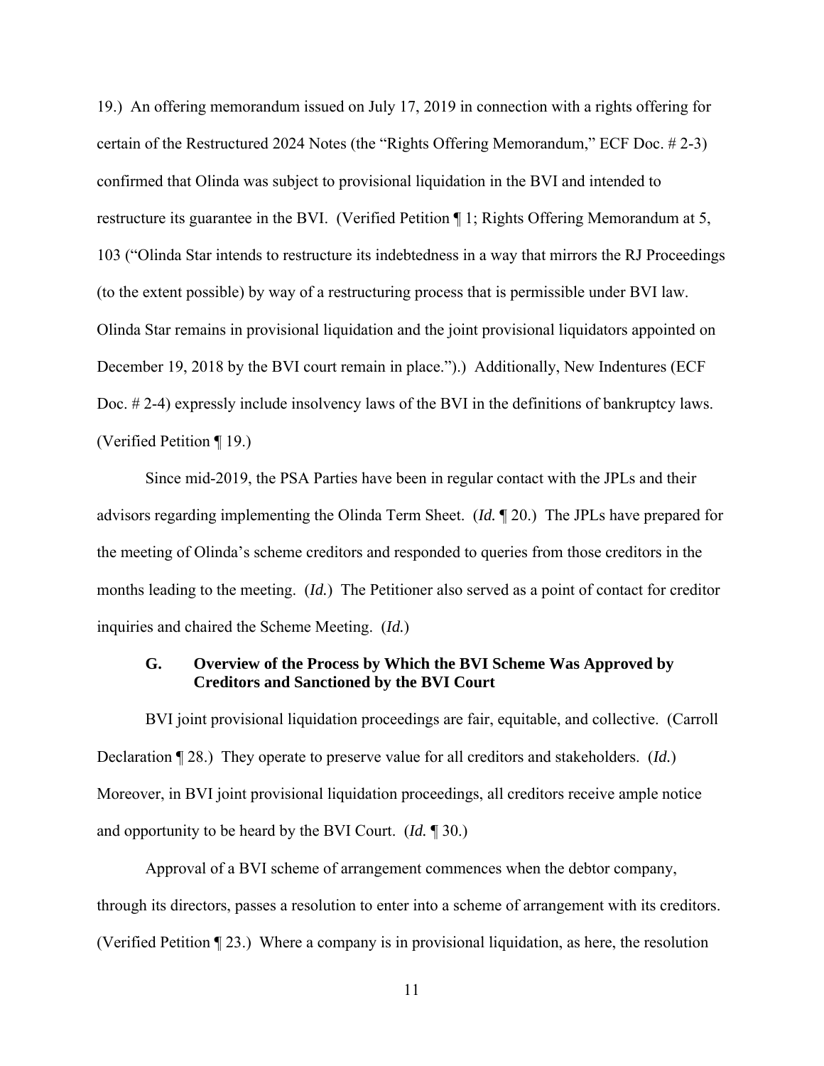19.) An offering memorandum issued on July 17, 2019 in connection with a rights offering for certain of the Restructured 2024 Notes (the "Rights Offering Memorandum," ECF Doc. # 2-3) confirmed that Olinda was subject to provisional liquidation in the BVI and intended to restructure its guarantee in the BVI. (Verified Petition ¶ 1; Rights Offering Memorandum at 5, 103 ("Olinda Star intends to restructure its indebtedness in a way that mirrors the RJ Proceedings (to the extent possible) by way of a restructuring process that is permissible under BVI law. Olinda Star remains in provisional liquidation and the joint provisional liquidators appointed on December 19, 2018 by the BVI court remain in place.").) Additionally, New Indentures (ECF Doc. # 2-4) expressly include insolvency laws of the BVI in the definitions of bankruptcy laws. (Verified Petition ¶ 19.)

Since mid-2019, the PSA Parties have been in regular contact with the JPLs and their advisors regarding implementing the Olinda Term Sheet. (*Id.* ¶ 20.) The JPLs have prepared for the meeting of Olinda's scheme creditors and responded to queries from those creditors in the months leading to the meeting. (*Id.*) The Petitioner also served as a point of contact for creditor inquiries and chaired the Scheme Meeting. (*Id.*)

### G. Overview of the Process by Which the BVI Scheme Was Approved by Creditors and Sanctioned by the BVI Court

BVI joint provisional liquidation proceedings are fair, equitable, and collective. (Carroll Declaration ¶ 28.) They operate to preserve value for all creditors and stakeholders. (*Id.*) Moreover, in BVI joint provisional liquidation proceedings, all creditors receive ample notice and opportunity to be heard by the BVI Court. (*Id.* ¶ 30.)

Approval of a BVI scheme of arrangement commences when the debtor company, through its directors, passes a resolution to enter into a scheme of arrangement with its creditors. (Verified Petition ¶ 23.) Where a company is in provisional liquidation, as here, the resolution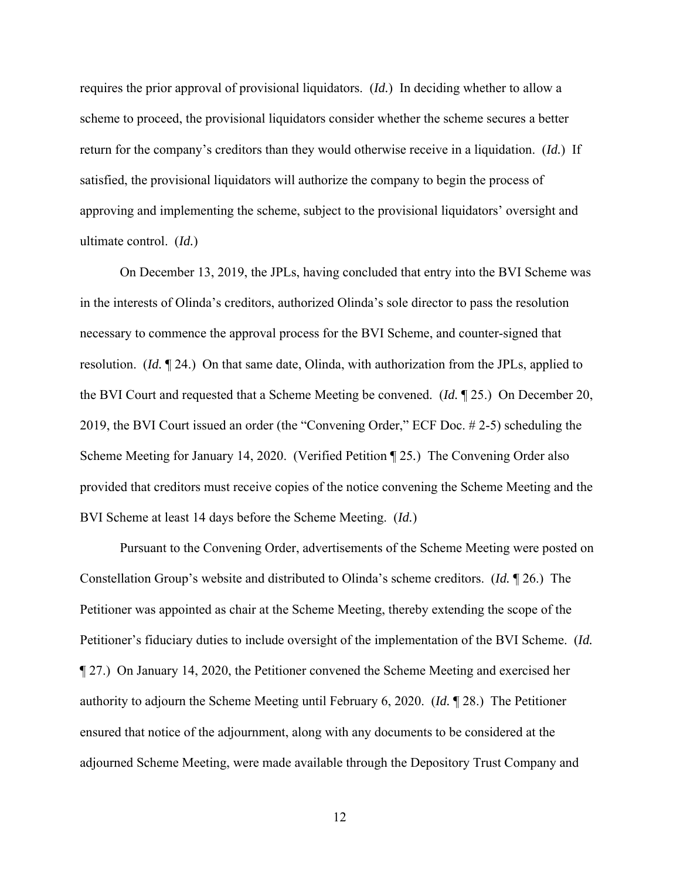requires the prior approval of provisional liquidators. (*Id.*) In deciding whether to allow a scheme to proceed, the provisional liquidators consider whether the scheme secures a better return for the company's creditors than they would otherwise receive in a liquidation. (*Id.*) If satisfied, the provisional liquidators will authorize the company to begin the process of approving and implementing the scheme, subject to the provisional liquidators' oversight and ultimate control. (*Id.*)

On December 13, 2019, the JPLs, having concluded that entry into the BVI Scheme was in the interests of Olinda's creditors, authorized Olinda's sole director to pass the resolution necessary to commence the approval process for the BVI Scheme, and counter-signed that resolution. (*Id.* ¶ 24.) On that same date, Olinda, with authorization from the JPLs, applied to the BVI Court and requested that a Scheme Meeting be convened. (*Id.* ¶ 25.) On December 20, 2019, the BVI Court issued an order (the "Convening Order," ECF Doc. # 2-5) scheduling the Scheme Meeting for January 14, 2020. (Verified Petition ¶ 25.) The Convening Order also provided that creditors must receive copies of the notice convening the Scheme Meeting and the BVI Scheme at least 14 days before the Scheme Meeting. (*Id.*)

Pursuant to the Convening Order, advertisements of the Scheme Meeting were posted on Constellation Group's website and distributed to Olinda's scheme creditors. (*Id.* ¶ 26.) The Petitioner was appointed as chair at the Scheme Meeting, thereby extending the scope of the Petitioner's fiduciary duties to include oversight of the implementation of the BVI Scheme. (*Id.* ¶ 27.) On January 14, 2020, the Petitioner convened the Scheme Meeting and exercised her authority to adjourn the Scheme Meeting until February 6, 2020. (*Id.* ¶ 28.) The Petitioner ensured that notice of the adjournment, along with any documents to be considered at the adjourned Scheme Meeting, were made available through the Depository Trust Company and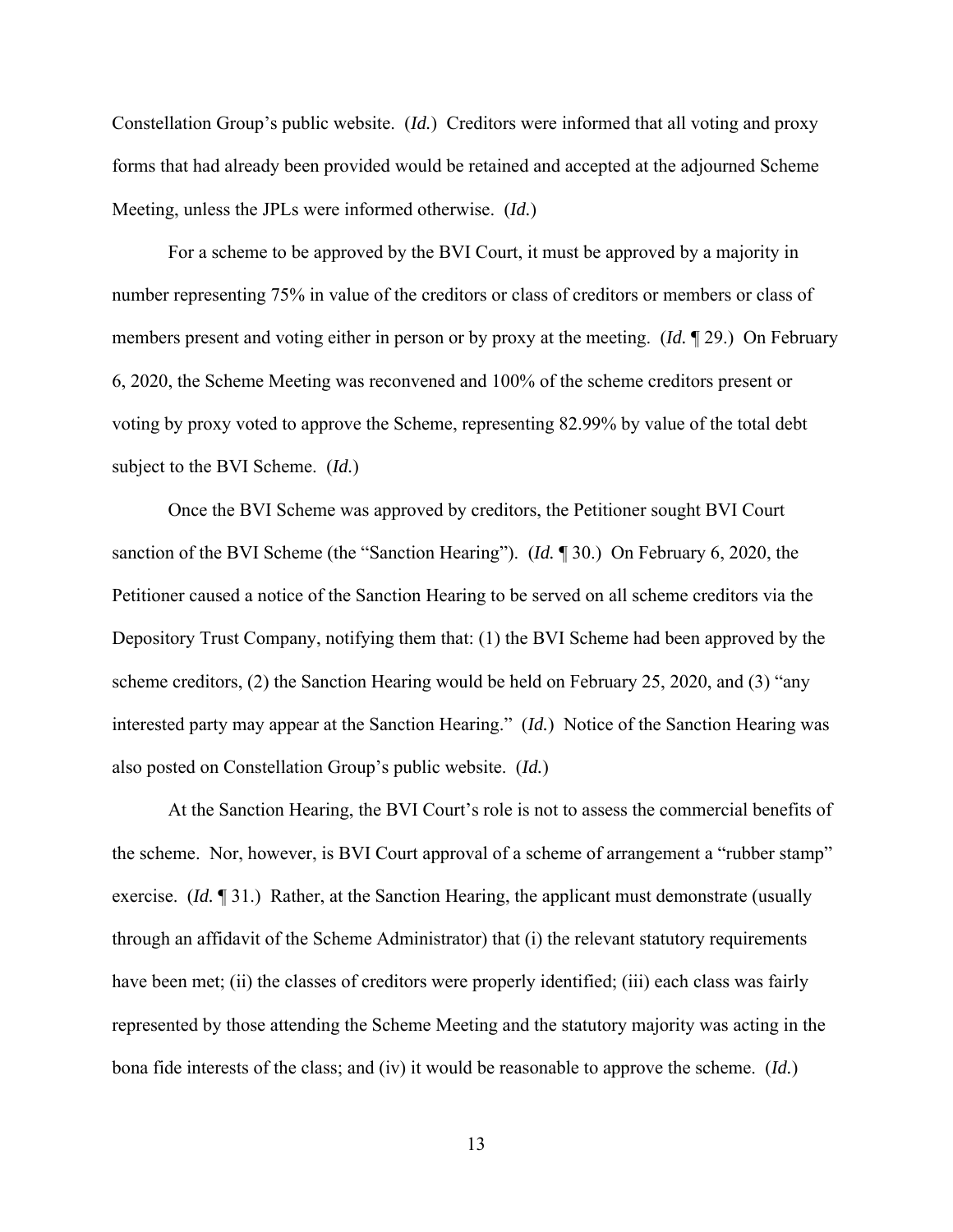Constellation Group's public website. (*Id.*) Creditors were informed that all voting and proxy forms that had already been provided would be retained and accepted at the adjourned Scheme Meeting, unless the JPLs were informed otherwise. (*Id.*)

For a scheme to be approved by the BVI Court, it must be approved by a majority in number representing 75% in value of the creditors or class of creditors or members or class of members present and voting either in person or by proxy at the meeting. (*Id.* ¶ 29.) On February 6, 2020, the Scheme Meeting was reconvened and 100% of the scheme creditors present or voting by proxy voted to approve the Scheme, representing 82.99% by value of the total debt subject to the BVI Scheme. (*Id.*)

Once the BVI Scheme was approved by creditors, the Petitioner sought BVI Court sanction of the BVI Scheme (the "Sanction Hearing"). (*Id.* ¶ 30.) On February 6, 2020, the Petitioner caused a notice of the Sanction Hearing to be served on all scheme creditors via the Depository Trust Company, notifying them that: (1) the BVI Scheme had been approved by the scheme creditors, (2) the Sanction Hearing would be held on February 25, 2020, and (3) "any interested party may appear at the Sanction Hearing." (*Id.*) Notice of the Sanction Hearing was also posted on Constellation Group's public website. (*Id.*)

At the Sanction Hearing, the BVI Court's role is not to assess the commercial benefits of the scheme. Nor, however, is BVI Court approval of a scheme of arrangement a "rubber stamp" exercise. (*Id.* ¶ 31.) Rather, at the Sanction Hearing, the applicant must demonstrate (usually through an affidavit of the Scheme Administrator) that (i) the relevant statutory requirements have been met; (ii) the classes of creditors were properly identified; (iii) each class was fairly represented by those attending the Scheme Meeting and the statutory majority was acting in the bona fide interests of the class; and (iv) it would be reasonable to approve the scheme. (*Id.*)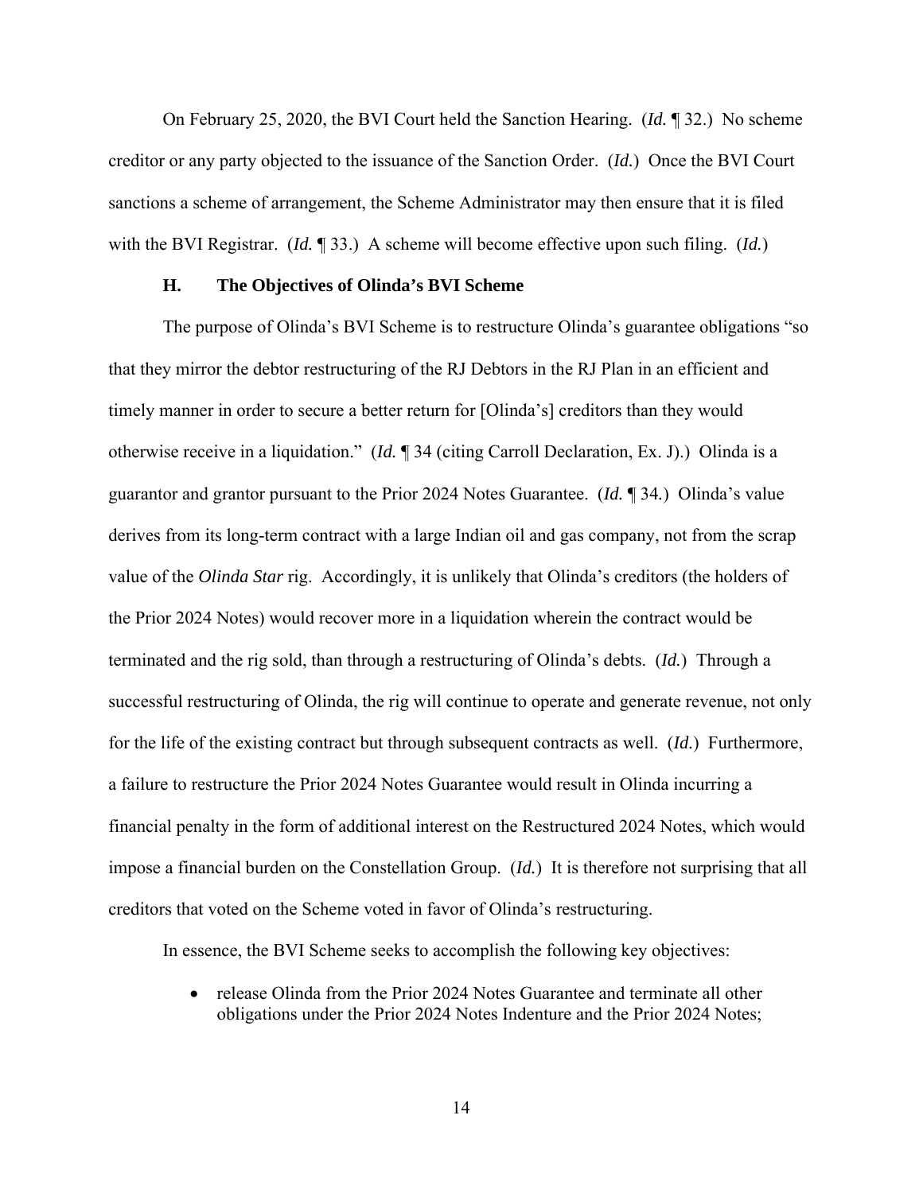On February 25, 2020, the BVI Court held the Sanction Hearing. (*Id.* ¶ 32.) No scheme creditor or any party objected to the issuance of the Sanction Order. (*Id.*) Once the BVI Court sanctions a scheme of arrangement, the Scheme Administrator may then ensure that it is filed with the BVI Registrar. (*Id.* ¶ 33.) A scheme will become effective upon such filing. (*Id.*)

### H. The Objectives of Olinda's BVI Scheme

The purpose of Olinda's BVI Scheme is to restructure Olinda's guarantee obligations "so that they mirror the debtor restructuring of the RJ Debtors in the RJ Plan in an efficient and timely manner in order to secure a better return for [Olinda's] creditors than they would otherwise receive in a liquidation." (*Id.* ¶ 34 (citing Carroll Declaration, Ex. J).) Olinda is a guarantor and grantor pursuant to the Prior 2024 Notes Guarantee. (*Id.* ¶ 34.) Olinda's value derives from its long-term contract with a large Indian oil and gas company, not from the scrap value of the *Olinda Star* rig. Accordingly, it is unlikely that Olinda's creditors (the holders of the Prior 2024 Notes) would recover more in a liquidation wherein the contract would be terminated and the rig sold, than through a restructuring of Olinda's debts. (*Id.*) Through a successful restructuring of Olinda, the rig will continue to operate and generate revenue, not only for the life of the existing contract but through subsequent contracts as well. (*Id.*) Furthermore, a failure to restructure the Prior 2024 Notes Guarantee would result in Olinda incurring a financial penalty in the form of additional interest on the Restructured 2024 Notes, which would impose a financial burden on the Constellation Group. (*Id.*) It is therefore not surprising that all creditors that voted on the Scheme voted in favor of Olinda's restructuring.

In essence, the BVI Scheme seeks to accomplish the following key objectives:

- release Olinda from the Prior 2024 Notes Guarantee and terminate all other obligations under the Prior 2024 Notes Indenture and the Prior 2024 Notes;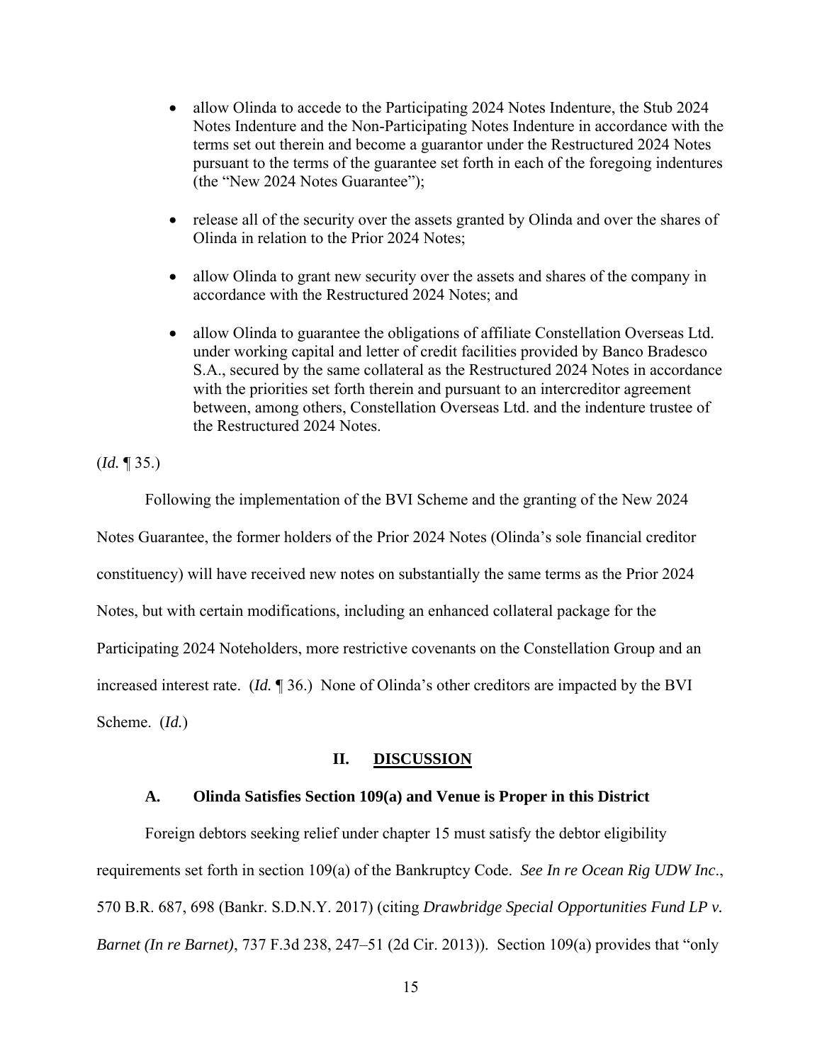- allow Olinda to accede to the Participating 2024 Notes Indenture, the Stub 2024 Notes Indenture and the Non-Participating Notes Indenture in accordance with the terms set out therein and become a guarantor under the Restructured 2024 Notes pursuant to the terms of the guarantee set forth in each of the foregoing indentures (the "New 2024 Notes Guarantee");

- release all of the security over the assets granted by Olinda and over the shares of Olinda in relation to the Prior 2024 Notes;

- allow Olinda to grant new security over the assets and shares of the company in accordance with the Restructured 2024 Notes; and

- allow Olinda to guarantee the obligations of affiliate Constellation Overseas Ltd. under working capital and letter of credit facilities provided by Banco Bradesco S.A., secured by the same collateral as the Restructured 2024 Notes in accordance with the priorities set forth therein and pursuant to an intercreditor agreement between, among others, Constellation Overseas Ltd. and the indenture trustee of the Restructured 2024 Notes.

(*Id.* ¶ 35.)

Following the implementation of the BVI Scheme and the granting of the New 2024 Notes Guarantee, the former holders of the Prior 2024 Notes (Olinda's sole financial creditor constituency) will have received new notes on substantially the same terms as the Prior 2024 Notes, but with certain modifications, including an enhanced collateral package for the Participating 2024 Noteholders, more restrictive covenants on the Constellation Group and an increased interest rate. (*Id.* ¶ 36.) None of Olinda's other creditors are impacted by the BVI Scheme. (*Id.*)

## II. DISCUSSION

### A. Olinda Satisfies Section 109(a) and Venue is Proper in this District

Foreign debtors seeking relief under chapter 15 must satisfy the debtor eligibility requirements set forth in section 109(a) of the Bankruptcy Code. *See In re Ocean Rig UDW Inc.*, 570 B.R. 687, 698 (Bankr. S.D.N.Y. 2017) (citing *Drawbridge Special Opportunities Fund LP v. Barnet (In re Barnet)*, 737 F.3d 238, 247–51 (2d Cir. 2013)). Section 109(a) provides that "only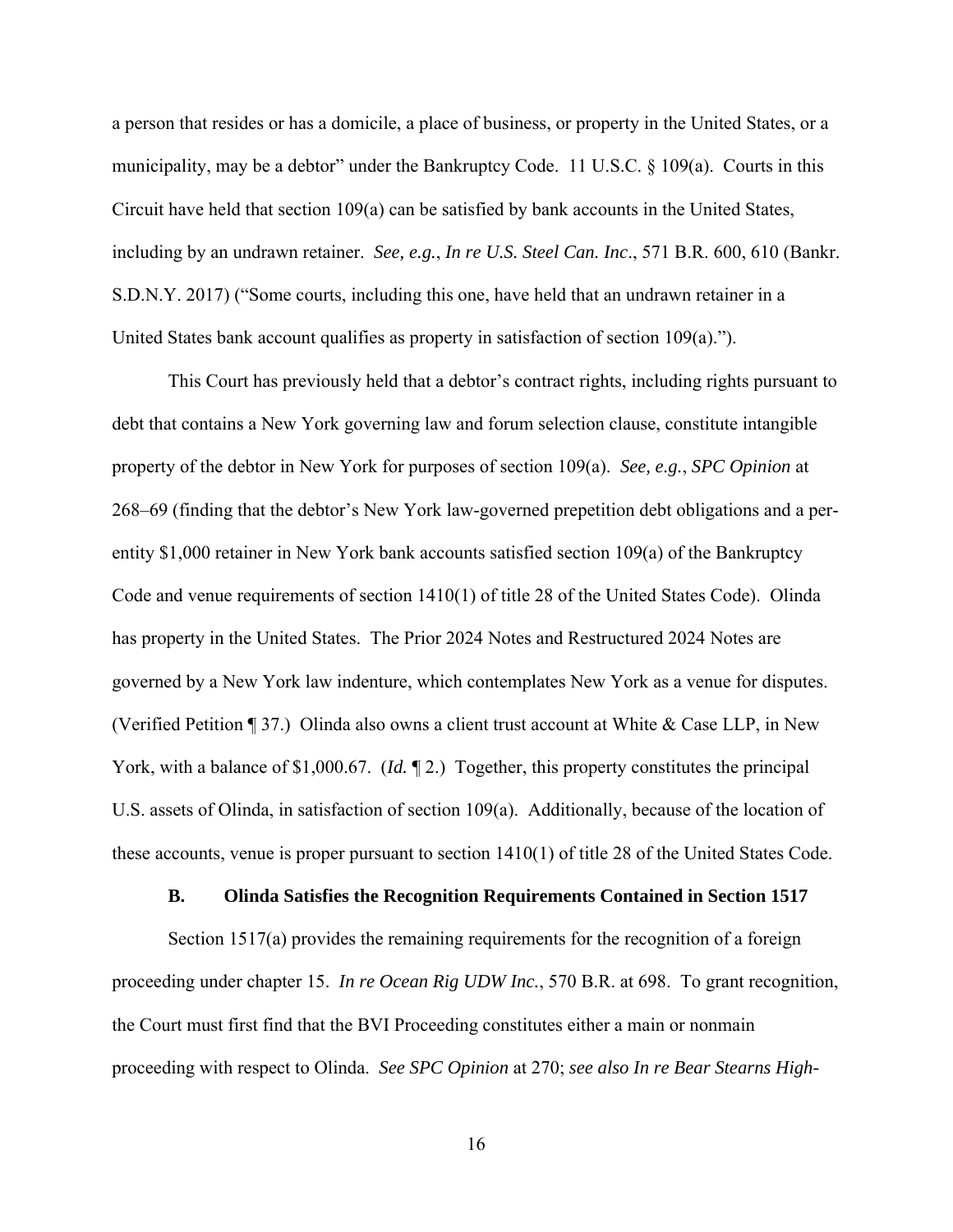a person that resides or has a domicile, a place of business, or property in the United States, or a municipality, may be a debtor" under the Bankruptcy Code. 11 U.S.C. § 109(a). Courts in this Circuit have held that section 109(a) can be satisfied by bank accounts in the United States, including by an undrawn retainer. *See, e.g.*, *In re U.S. Steel Can. Inc*., 571 B.R. 600, 610 (Bankr. S.D.N.Y. 2017) ("Some courts, including this one, have held that an undrawn retainer in a United States bank account qualifies as property in satisfaction of section 109(a).").

This Court has previously held that a debtor's contract rights, including rights pursuant to debt that contains a New York governing law and forum selection clause, constitute intangible property of the debtor in New York for purposes of section 109(a). *See, e.g.*, *SPC Opinion* at 268–69 (finding that the debtor's New York law-governed prepetition debt obligations and a per-entity $1,000 retainer in New York bank accounts satisfied section 109(a) of the Bankruptcy Code and venue requirements of section 1410(1) of title 28 of the United States Code). Olinda has property in the United States. The Prior 2024 Notes and Restructured 2024 Notes are governed by a New York law indenture, which contemplates New York as a venue for disputes. (Verified Petition ¶ 37.) Olinda also owns a client trust account at White & Case LLP, in New York, with a balance of $1,000.67. (*Id.* ¶ 2.) Together, this property constitutes the principal U.S. assets of Olinda, in satisfaction of section 109(a). Additionally, because of the location of these accounts, venue is proper pursuant to section 1410(1) of title 28 of the United States Code.

### B. Olinda Satisfies the Recognition Requirements Contained in Section 1517

Section 1517(a) provides the remaining requirements for the recognition of a foreign proceeding under chapter 15. *In re Ocean Rig UDW Inc.*, 570 B.R. at 698. To grant recognition, the Court must first find that the BVI Proceeding constitutes either a main or nonmain proceeding with respect to Olinda. *See SPC Opinion* at 270; *see also In re Bear Stearns High-*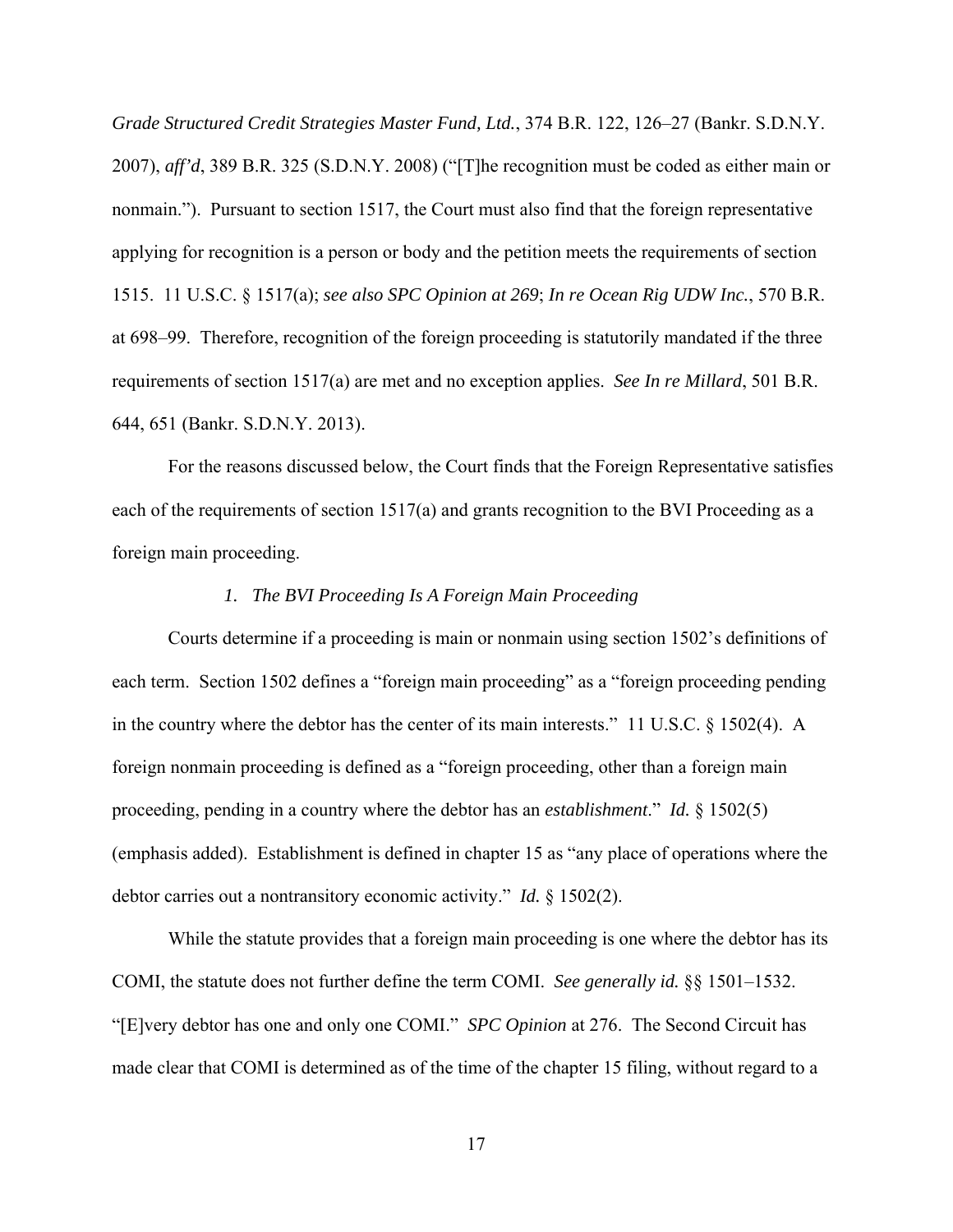*Grade Structured Credit Strategies Master Fund, Ltd.*, 374 B.R. 122, 126–27 (Bankr. S.D.N.Y. 2007), *aff'd*, 389 B.R. 325 (S.D.N.Y. 2008) ("[T]he recognition must be coded as either main or nonmain."). Pursuant to section 1517, the Court must also find that the foreign representative applying for recognition is a person or body and the petition meets the requirements of section 1515. 11 U.S.C. § 1517(a); *see also SPC Opinion at 269*; *In re Ocean Rig UDW Inc.*, 570 B.R. at 698–99. Therefore, recognition of the foreign proceeding is statutorily mandated if the three requirements of section 1517(a) are met and no exception applies. *See In re Millard*, 501 B.R. 644, 651 (Bankr. S.D.N.Y. 2013).

For the reasons discussed below, the Court finds that the Foreign Representative satisfies each of the requirements of section 1517(a) and grants recognition to the BVI Proceeding as a foreign main proceeding.

*1. The BVI Proceeding Is A Foreign Main Proceeding*

Courts determine if a proceeding is main or nonmain using section 1502's definitions of each term. Section 1502 defines a "foreign main proceeding" as a "foreign proceeding pending in the country where the debtor has the center of its main interests." 11 U.S.C. § 1502(4). A foreign nonmain proceeding is defined as a "foreign proceeding, other than a foreign main proceeding, pending in a country where the debtor has an *establishment*." *Id.* § 1502(5) (emphasis added). Establishment is defined in chapter 15 as "any place of operations where the debtor carries out a nontransitory economic activity." *Id.* § 1502(2).

While the statute provides that a foreign main proceeding is one where the debtor has its COMI, the statute does not further define the term COMI. *See generally id.* §§ 1501–1532. "[E]very debtor has one and only one COMI." *SPC Opinion* at 276. The Second Circuit has made clear that COMI is determined as of the time of the chapter 15 filing, without regard to a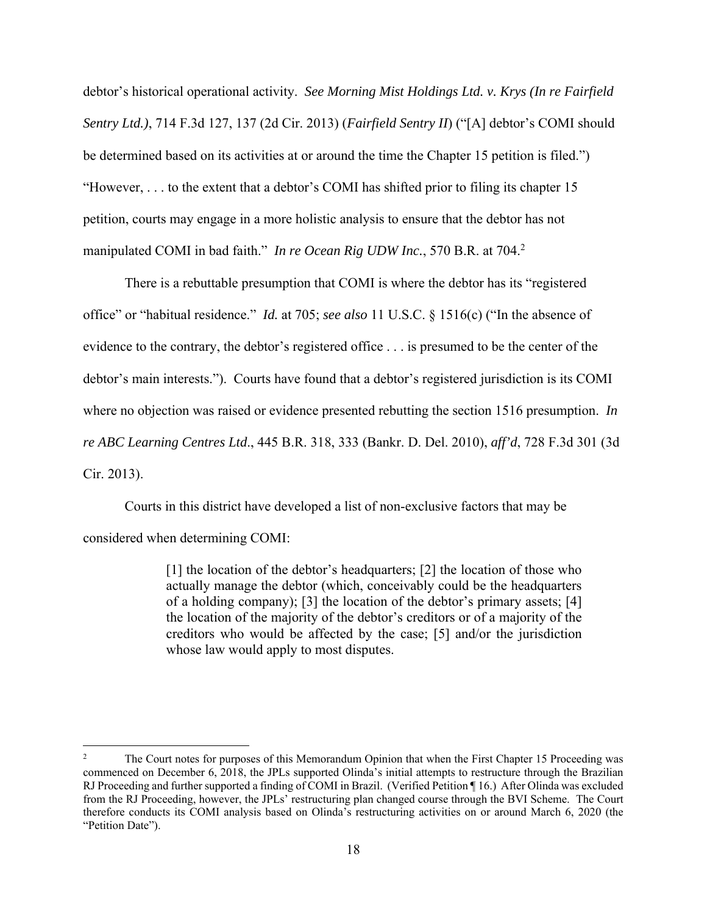debtor's historical operational activity. *See Morning Mist Holdings Ltd. v. Krys (In re Fairfield Sentry Ltd.)*, 714 F.3d 127, 137 (2d Cir. 2013) (*Fairfield Sentry II*) ("[A] debtor's COMI should be determined based on its activities at or around the time the Chapter 15 petition is filed.") "However, . . . to the extent that a debtor's COMI has shifted prior to filing its chapter 15 petition, courts may engage in a more holistic analysis to ensure that the debtor has not manipulated COMI in bad faith." *In re Ocean Rig UDW Inc.*, 570 B.R. at 704.[2]

There is a rebuttable presumption that COMI is where the debtor has its "registered office" or "habitual residence." *Id.* at 705; *see also* 11 U.S.C. § 1516(c) ("In the absence of evidence to the contrary, the debtor's registered office . . . is presumed to be the center of the debtor's main interests."). Courts have found that a debtor's registered jurisdiction is its COMI where no objection was raised or evidence presented rebutting the section 1516 presumption. *In re ABC Learning Centres Ltd*., 445 B.R. 318, 333 (Bankr. D. Del. 2010), *aff'd*, 728 F.3d 301 (3d Cir. 2013).

Courts in this district have developed a list of non-exclusive factors that may be considered when determining COMI:

> [1] the location of the debtor's headquarters; [2] the location of those who actually manage the debtor (which, conceivably could be the headquarters of a holding company); [3] the location of the debtor's primary assets; [4] the location of the majority of the debtor's creditors or of a majority of the creditors who would be affected by the case; [5] and/or the jurisdiction whose law would apply to most disputes.

---

[2] The Court notes for purposes of this Memorandum Opinion that when the First Chapter 15 Proceeding was commenced on December 6, 2018, the JPLs supported Olinda's initial attempts to restructure through the Brazilian RJ Proceeding and further supported a finding of COMI in Brazil. (Verified Petition ¶ 16.) After Olinda was excluded from the RJ Proceeding, however, the JPLs' restructuring plan changed course through the BVI Scheme. The Court therefore conducts its COMI analysis based on Olinda's restructuring activities on or around March 6, 2020 (the "Petition Date").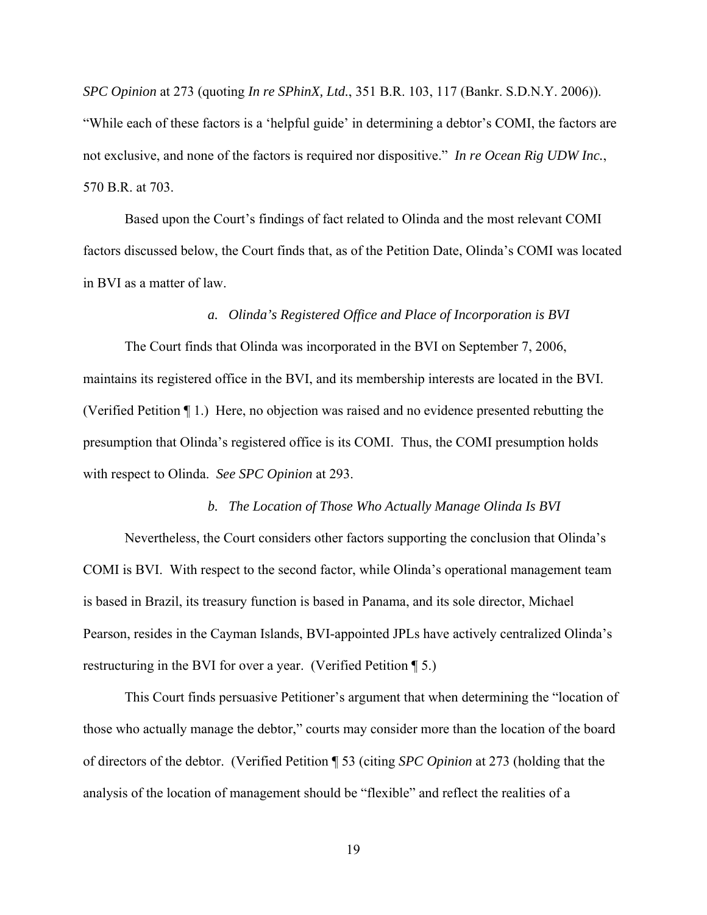*SPC Opinion* at 273 (quoting *In re SPhinX, Ltd.*, 351 B.R. 103, 117 (Bankr. S.D.N.Y. 2006)). "While each of these factors is a 'helpful guide' in determining a debtor's COMI, the factors are not exclusive, and none of the factors is required nor dispositive." *In re Ocean Rig UDW Inc.*, 570 B.R. at 703.

Based upon the Court's findings of fact related to Olinda and the most relevant COMI factors discussed below, the Court finds that, as of the Petition Date, Olinda's COMI was located in BVI as a matter of law.

*a. Olinda's Registered Office and Place of Incorporation is BVI*

The Court finds that Olinda was incorporated in the BVI on September 7, 2006, maintains its registered office in the BVI, and its membership interests are located in the BVI. (Verified Petition ¶ 1.) Here, no objection was raised and no evidence presented rebutting the presumption that Olinda's registered office is its COMI. Thus, the COMI presumption holds with respect to Olinda. *See SPC Opinion* at 293.

*b. The Location of Those Who Actually Manage Olinda Is BVI*

Nevertheless, the Court considers other factors supporting the conclusion that Olinda's COMI is BVI. With respect to the second factor, while Olinda's operational management team is based in Brazil, its treasury function is based in Panama, and its sole director, Michael Pearson, resides in the Cayman Islands, BVI-appointed JPLs have actively centralized Olinda's restructuring in the BVI for over a year. (Verified Petition ¶ 5.)

This Court finds persuasive Petitioner's argument that when determining the "location of those who actually manage the debtor," courts may consider more than the location of the board of directors of the debtor. (Verified Petition ¶ 53 (citing *SPC Opinion* at 273 (holding that the analysis of the location of management should be "flexible" and reflect the realities of a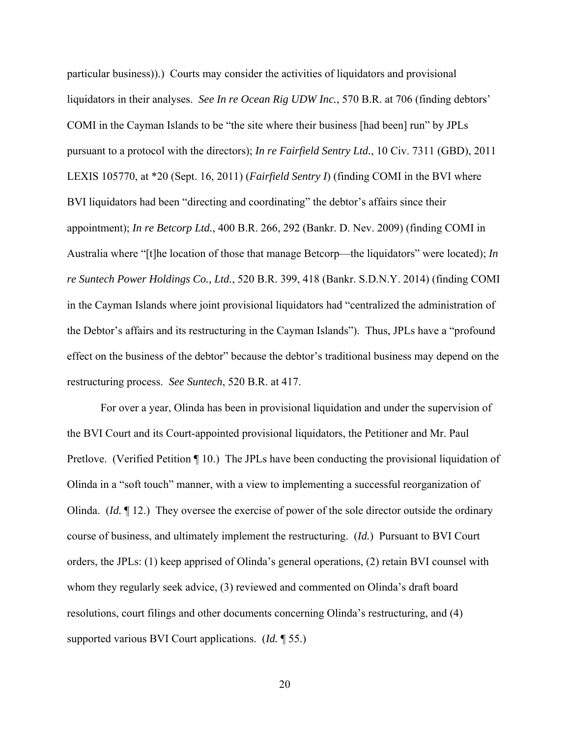particular business)).) Courts may consider the activities of liquidators and provisional liquidators in their analyses. *See In re Ocean Rig UDW Inc.*, 570 B.R. at 706 (finding debtors' COMI in the Cayman Islands to be "the site where their business [had been] run" by JPLs pursuant to a protocol with the directors); *In re Fairfield Sentry Ltd.*, 10 Civ. 7311 (GBD), 2011 LEXIS 105770, at *20 (Sept. 16, 2011) (*Fairfield Sentry I*) (finding COMI in the BVI where BVI liquidators had been "directing and coordinating" the debtor's affairs since their appointment); *In re Betcorp Ltd.*, 400 B.R. 266, 292 (Bankr. D. Nev. 2009) (finding COMI in Australia where "[t]he location of those that manage Betcorp—the liquidators" were located); *In re Suntech Power Holdings Co., Ltd.*, 520 B.R. 399, 418 (Bankr. S.D.N.Y. 2014) (finding COMI in the Cayman Islands where joint provisional liquidators had "centralized the administration of the Debtor's affairs and its restructuring in the Cayman Islands"). Thus, JPLs have a "profound effect on the business of the debtor" because the debtor's traditional business may depend on the restructuring process. *See Suntech*, 520 B.R. at 417.

For over a year, Olinda has been in provisional liquidation and under the supervision of the BVI Court and its Court-appointed provisional liquidators, the Petitioner and Mr. Paul Pretlove. (Verified Petition ¶ 10.) The JPLs have been conducting the provisional liquidation of Olinda in a "soft touch" manner, with a view to implementing a successful reorganization of Olinda. (*Id.* ¶ 12.) They oversee the exercise of power of the sole director outside the ordinary course of business, and ultimately implement the restructuring. (*Id.*) Pursuant to BVI Court orders, the JPLs: (1) keep apprised of Olinda's general operations, (2) retain BVI counsel with whom they regularly seek advice, (3) reviewed and commented on Olinda's draft board resolutions, court filings and other documents concerning Olinda's restructuring, and (4) supported various BVI Court applications. (*Id.* ¶ 55.)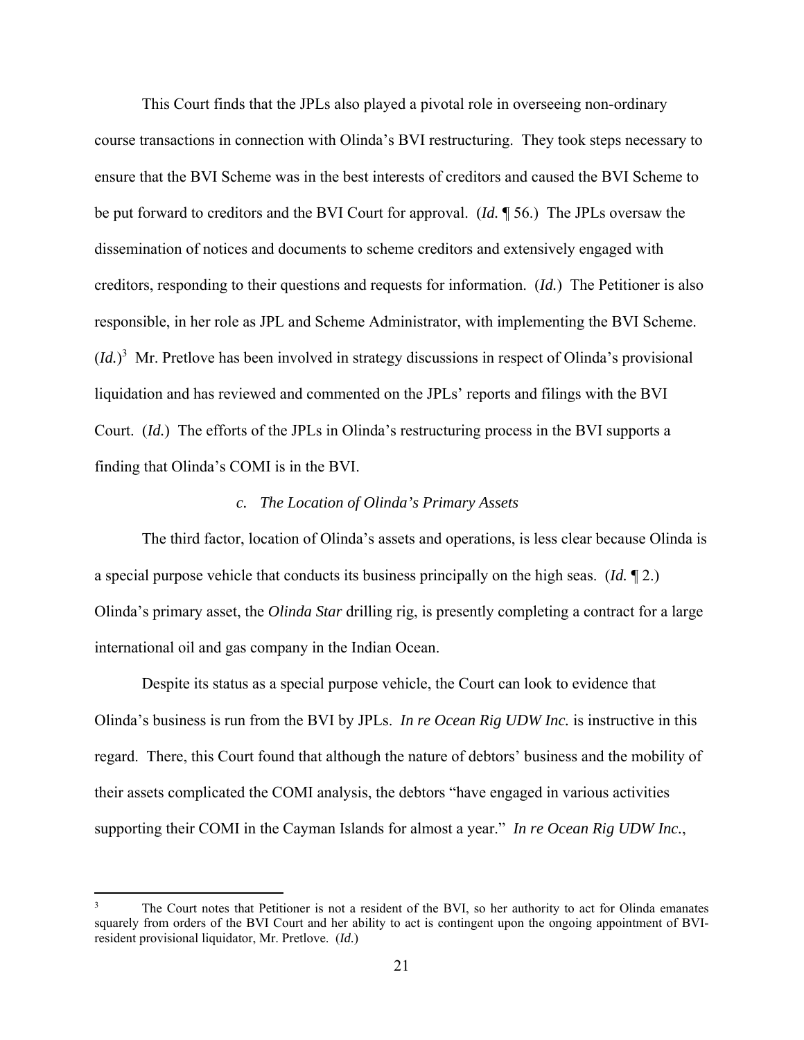This Court finds that the JPLs also played a pivotal role in overseeing non-ordinary course transactions in connection with Olinda's BVI restructuring. They took steps necessary to ensure that the BVI Scheme was in the best interests of creditors and caused the BVI Scheme to be put forward to creditors and the BVI Court for approval. (*Id.* ¶ 56.) The JPLs oversaw the dissemination of notices and documents to scheme creditors and extensively engaged with creditors, responding to their questions and requests for information. (*Id.*) The Petitioner is also responsible, in her role as JPL and Scheme Administrator, with implementing the BVI Scheme. (*Id.*)[3] Mr. Pretlove has been involved in strategy discussions in respect of Olinda's provisional liquidation and has reviewed and commented on the JPLs' reports and filings with the BVI Court. (*Id.*) The efforts of the JPLs in Olinda's restructuring process in the BVI supports a finding that Olinda's COMI is in the BVI.

*c. The Location of Olinda's Primary Assets*

The third factor, location of Olinda's assets and operations, is less clear because Olinda is a special purpose vehicle that conducts its business principally on the high seas. (*Id.* ¶ 2.) Olinda's primary asset, the *Olinda Star* drilling rig, is presently completing a contract for a large international oil and gas company in the Indian Ocean.

Despite its status as a special purpose vehicle, the Court can look to evidence that Olinda's business is run from the BVI by JPLs. *In re Ocean Rig UDW Inc.* is instructive in this regard. There, this Court found that although the nature of debtors' business and the mobility of their assets complicated the COMI analysis, the debtors "have engaged in various activities supporting their COMI in the Cayman Islands for almost a year." *In re Ocean Rig UDW Inc.*,

---

[3] The Court notes that Petitioner is not a resident of the BVI, so her authority to act for Olinda emanates squarely from orders of the BVI Court and her ability to act is contingent upon the ongoing appointment of BVI-resident provisional liquidator, Mr. Pretlove. (*Id.*)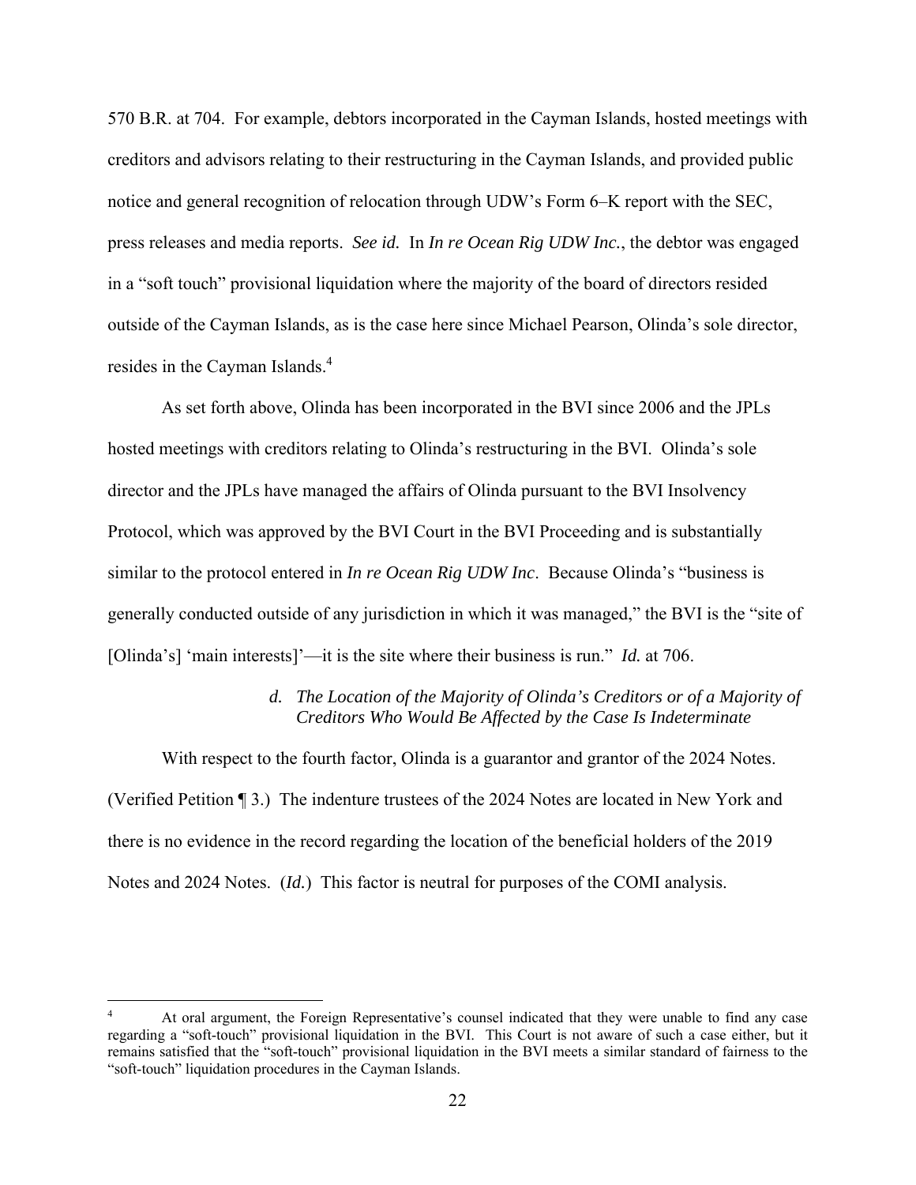570 B.R. at 704. For example, debtors incorporated in the Cayman Islands, hosted meetings with creditors and advisors relating to their restructuring in the Cayman Islands, and provided public notice and general recognition of relocation through UDW's Form 6–K report with the SEC, press releases and media reports. *See id.* In *In re Ocean Rig UDW Inc.*, the debtor was engaged in a "soft touch" provisional liquidation where the majority of the board of directors resided outside of the Cayman Islands, as is the case here since Michael Pearson, Olinda's sole director, resides in the Cayman Islands.[4]

As set forth above, Olinda has been incorporated in the BVI since 2006 and the JPLs hosted meetings with creditors relating to Olinda's restructuring in the BVI. Olinda's sole director and the JPLs have managed the affairs of Olinda pursuant to the BVI Insolvency Protocol, which was approved by the BVI Court in the BVI Proceeding and is substantially similar to the protocol entered in *In re Ocean Rig UDW Inc*. Because Olinda's "business is generally conducted outside of any jurisdiction in which it was managed," the BVI is the "site of [Olinda's] 'main interests]'—it is the site where their business is run." *Id.* at 706.

*d. The Location of the Majority of Olinda's Creditors or of a Majority of Creditors Who Would Be Affected by the Case Is Indeterminate*

With respect to the fourth factor, Olinda is a guarantor and grantor of the 2024 Notes. (Verified Petition ¶ 3.) The indenture trustees of the 2024 Notes are located in New York and there is no evidence in the record regarding the location of the beneficial holders of the 2019 Notes and 2024 Notes. (*Id.*) This factor is neutral for purposes of the COMI analysis.

[4] At oral argument, the Foreign Representative's counsel indicated that they were unable to find any case regarding a "soft-touch" provisional liquidation in the BVI. This Court is not aware of such a case either, but it remains satisfied that the "soft-touch" provisional liquidation in the BVI meets a similar standard of fairness to the "soft-touch" liquidation procedures in the Cayman Islands.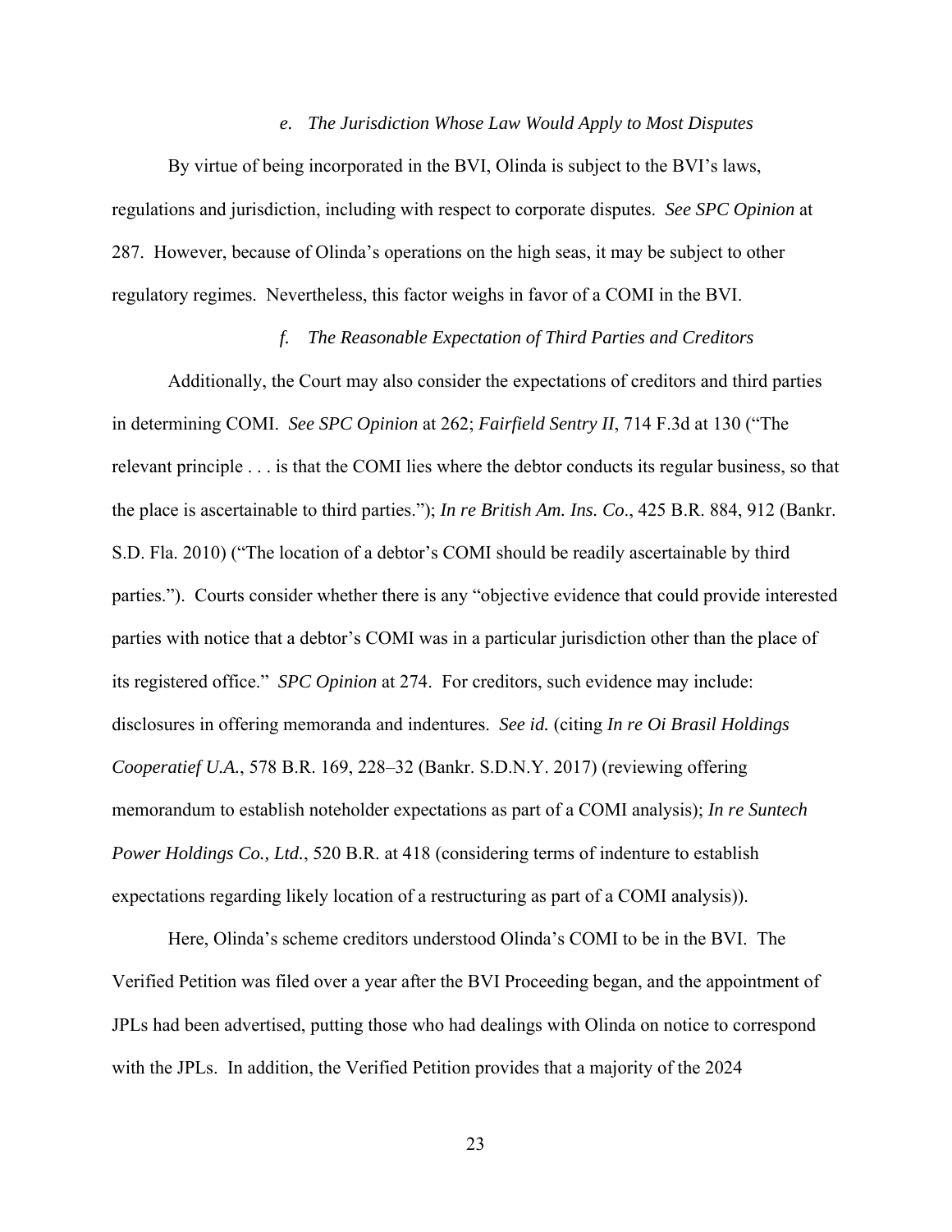*e. The Jurisdiction Whose Law Would Apply to Most Disputes*

By virtue of being incorporated in the BVI, Olinda is subject to the BVI's laws, regulations and jurisdiction, including with respect to corporate disputes. *See SPC Opinion* at 287. However, because of Olinda's operations on the high seas, it may be subject to other regulatory regimes. Nevertheless, this factor weighs in favor of a COMI in the BVI.

*f. The Reasonable Expectation of Third Parties and Creditors*

Additionally, the Court may also consider the expectations of creditors and third parties in determining COMI. *See SPC Opinion* at 262; *Fairfield Sentry II*, 714 F.3d at 130 ("The relevant principle . . . is that the COMI lies where the debtor conducts its regular business, so that the place is ascertainable to third parties."); *In re British Am. Ins. Co*., 425 B.R. 884, 912 (Bankr. S.D. Fla. 2010) ("The location of a debtor's COMI should be readily ascertainable by third parties."). Courts consider whether there is any "objective evidence that could provide interested parties with notice that a debtor's COMI was in a particular jurisdiction other than the place of its registered office." *SPC Opinion* at 274. For creditors, such evidence may include: disclosures in offering memoranda and indentures. *See id.* (citing *In re Oi Brasil Holdings Cooperatief U.A.*, 578 B.R. 169, 228–32 (Bankr. S.D.N.Y. 2017) (reviewing offering memorandum to establish noteholder expectations as part of a COMI analysis); *In re Suntech Power Holdings Co., Ltd.*, 520 B.R. at 418 (considering terms of indenture to establish expectations regarding likely location of a restructuring as part of a COMI analysis)).

Here, Olinda's scheme creditors understood Olinda's COMI to be in the BVI. The Verified Petition was filed over a year after the BVI Proceeding began, and the appointment of JPLs had been advertised, putting those who had dealings with Olinda on notice to correspond with the JPLs. In addition, the Verified Petition provides that a majority of the 2024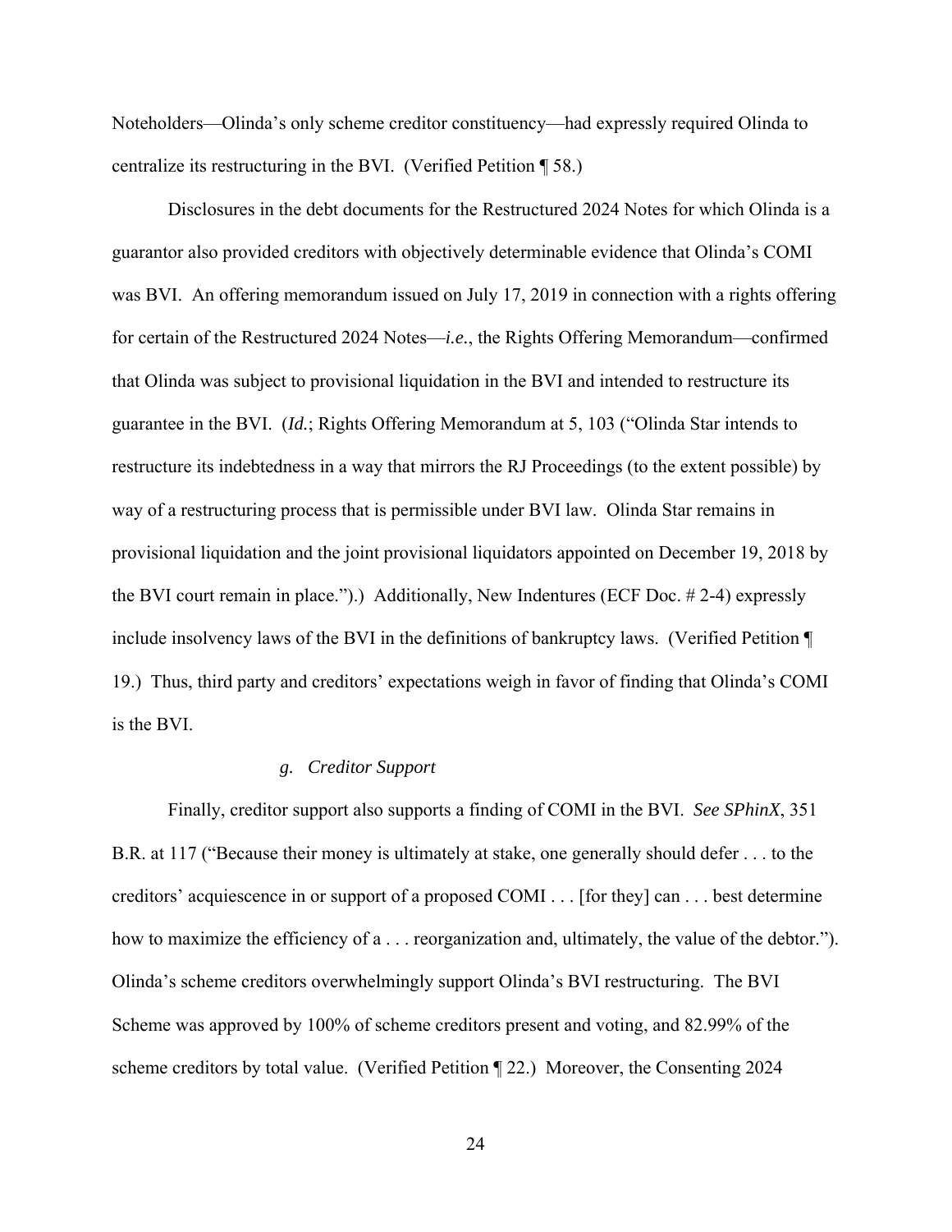Noteholders—Olinda's only scheme creditor constituency—had expressly required Olinda to centralize its restructuring in the BVI. (Verified Petition ¶ 58.)

Disclosures in the debt documents for the Restructured 2024 Notes for which Olinda is a guarantor also provided creditors with objectively determinable evidence that Olinda's COMI was BVI. An offering memorandum issued on July 17, 2019 in connection with a rights offering for certain of the Restructured 2024 Notes—*i.e.*, the Rights Offering Memorandum—confirmed that Olinda was subject to provisional liquidation in the BVI and intended to restructure its guarantee in the BVI. (*Id.*; Rights Offering Memorandum at 5, 103 ("Olinda Star intends to restructure its indebtedness in a way that mirrors the RJ Proceedings (to the extent possible) by way of a restructuring process that is permissible under BVI law. Olinda Star remains in provisional liquidation and the joint provisional liquidators appointed on December 19, 2018 by the BVI court remain in place.").) Additionally, New Indentures (ECF Doc. # 2-4) expressly include insolvency laws of the BVI in the definitions of bankruptcy laws. (Verified Petition ¶ 19.) Thus, third party and creditors' expectations weigh in favor of finding that Olinda's COMI is the BVI.

*g. Creditor Support*

Finally, creditor support also supports a finding of COMI in the BVI. *See SPhinX*, 351 B.R. at 117 ("Because their money is ultimately at stake, one generally should defer . . . to the creditors' acquiescence in or support of a proposed COMI . . . [for they] can . . . best determine how to maximize the efficiency of a . . . reorganization and, ultimately, the value of the debtor."). Olinda's scheme creditors overwhelmingly support Olinda's BVI restructuring. The BVI Scheme was approved by 100% of scheme creditors present and voting, and 82.99% of the scheme creditors by total value. (Verified Petition ¶ 22.) Moreover, the Consenting 2024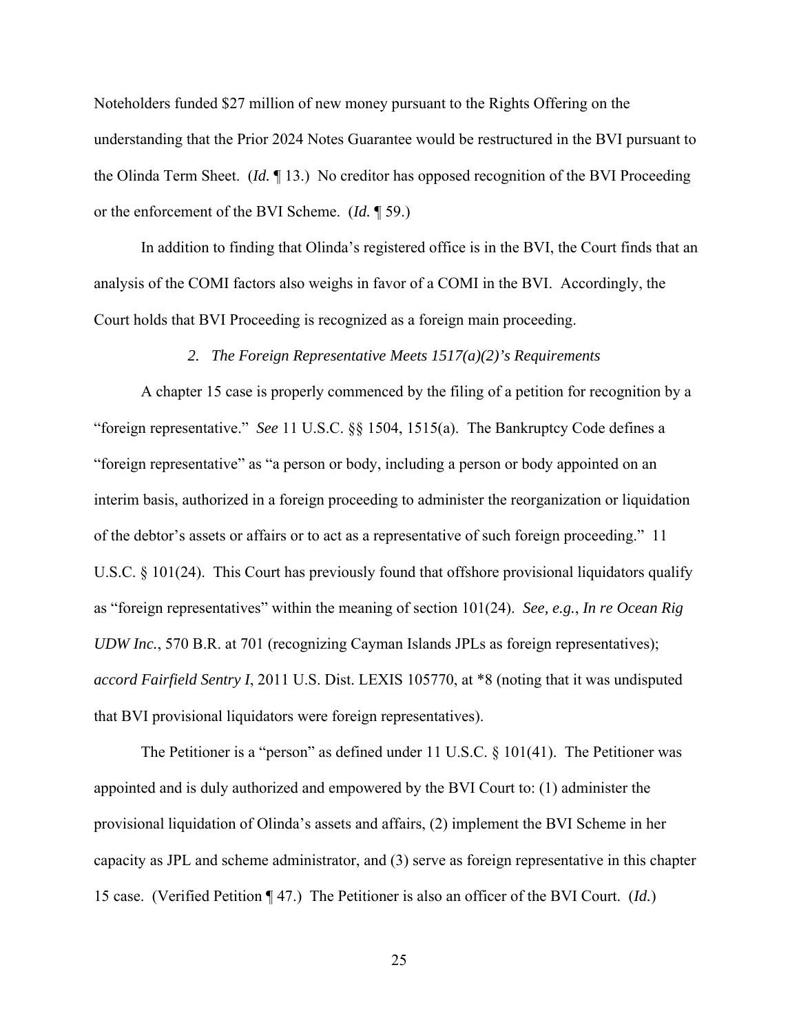Noteholders funded $27 million of new money pursuant to the Rights Offering on the understanding that the Prior 2024 Notes Guarantee would be restructured in the BVI pursuant to the Olinda Term Sheet. (*Id.* ¶ 13.) No creditor has opposed recognition of the BVI Proceeding or the enforcement of the BVI Scheme. (*Id.* ¶ 59.)

In addition to finding that Olinda's registered office is in the BVI, the Court finds that an analysis of the COMI factors also weighs in favor of a COMI in the BVI. Accordingly, the Court holds that BVI Proceeding is recognized as a foreign main proceeding.

### *2. The Foreign Representative Meets 1517(a)(2)'s Requirements*

A chapter 15 case is properly commenced by the filing of a petition for recognition by a "foreign representative." *See* 11 U.S.C. §§ 1504, 1515(a). The Bankruptcy Code defines a "foreign representative" as "a person or body, including a person or body appointed on an interim basis, authorized in a foreign proceeding to administer the reorganization or liquidation of the debtor's assets or affairs or to act as a representative of such foreign proceeding." 11 U.S.C. § 101(24). This Court has previously found that offshore provisional liquidators qualify as "foreign representatives" within the meaning of section 101(24). *See, e.g.*, *In re Ocean Rig UDW Inc.*, 570 B.R. at 701 (recognizing Cayman Islands JPLs as foreign representatives); *accord Fairfield Sentry I*, 2011 U.S. Dist. LEXIS 105770, at *8 (noting that it was undisputed that BVI provisional liquidators were foreign representatives).

The Petitioner is a "person" as defined under 11 U.S.C. § 101(41). The Petitioner was appointed and is duly authorized and empowered by the BVI Court to: (1) administer the provisional liquidation of Olinda's assets and affairs, (2) implement the BVI Scheme in her capacity as JPL and scheme administrator, and (3) serve as foreign representative in this chapter 15 case. (Verified Petition ¶ 47.) The Petitioner is also an officer of the BVI Court. (*Id.*)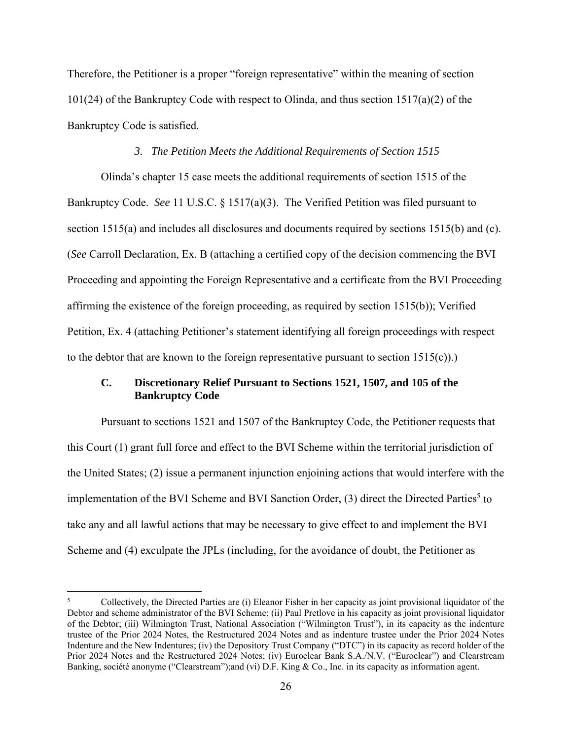Therefore, the Petitioner is a proper "foreign representative" within the meaning of section 101(24) of the Bankruptcy Code with respect to Olinda, and thus section 1517(a)(2) of the Bankruptcy Code is satisfied.

### *3. The Petition Meets the Additional Requirements of Section 1515*

Olinda's chapter 15 case meets the additional requirements of section 1515 of the Bankruptcy Code. *See* 11 U.S.C. § 1517(a)(3). The Verified Petition was filed pursuant to section 1515(a) and includes all disclosures and documents required by sections 1515(b) and (c). (*See* Carroll Declaration, Ex. B (attaching a certified copy of the decision commencing the BVI Proceeding and appointing the Foreign Representative and a certificate from the BVI Proceeding affirming the existence of the foreign proceeding, as required by section 1515(b)); Verified Petition, Ex. 4 (attaching Petitioner's statement identifying all foreign proceedings with respect to the debtor that are known to the foreign representative pursuant to section 1515(c)).)

## **C. Discretionary Relief Pursuant to Sections 1521, 1507, and 105 of the Bankruptcy Code**

Pursuant to sections 1521 and 1507 of the Bankruptcy Code, the Petitioner requests that this Court (1) grant full force and effect to the BVI Scheme within the territorial jurisdiction of the United States; (2) issue a permanent injunction enjoining actions that would interfere with the implementation of the BVI Scheme and BVI Sanction Order, (3) direct the Directed Parties[5] to take any and all lawful actions that may be necessary to give effect to and implement the BVI Scheme and (4) exculpate the JPLs (including, for the avoidance of doubt, the Petitioner as

---

[5] Collectively, the Directed Parties are (i) Eleanor Fisher in her capacity as joint provisional liquidator of the Debtor and scheme administrator of the BVI Scheme; (ii) Paul Pretlove in his capacity as joint provisional liquidator of the Debtor; (iii) Wilmington Trust, National Association ("Wilmington Trust"), in its capacity as the indenture trustee of the Prior 2024 Notes, the Restructured 2024 Notes and as indenture trustee under the Prior 2024 Notes Indenture and the New Indentures; (iv) the Depository Trust Company ("DTC") in its capacity as record holder of the Prior 2024 Notes and the Restructured 2024 Notes; (iv) Euroclear Bank S.A./N.V. ("Euroclear") and Clearstream Banking, société anonyme ("Clearstream");and (vi) D.F. King & Co., Inc. in its capacity as information agent.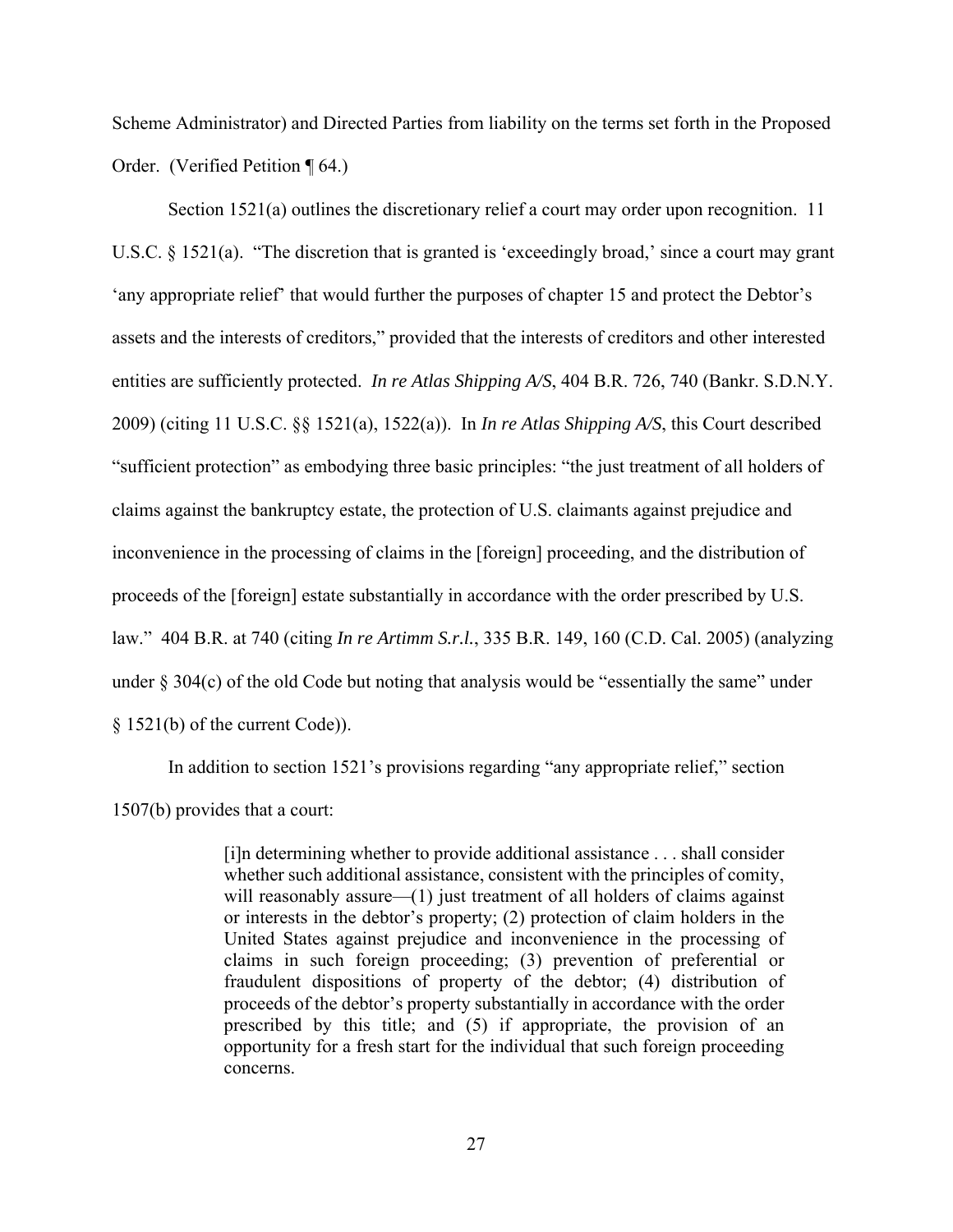Scheme Administrator) and Directed Parties from liability on the terms set forth in the Proposed Order. (Verified Petition ¶ 64.)

Section 1521(a) outlines the discretionary relief a court may order upon recognition. 11 U.S.C. § 1521(a). "The discretion that is granted is 'exceedingly broad,' since a court may grant 'any appropriate relief' that would further the purposes of chapter 15 and protect the Debtor's assets and the interests of creditors," provided that the interests of creditors and other interested entities are sufficiently protected. *In re Atlas Shipping A/S*, 404 B.R. 726, 740 (Bankr. S.D.N.Y. 2009) (citing 11 U.S.C. §§ 1521(a), 1522(a)). In *In re Atlas Shipping A/S*, this Court described "sufficient protection" as embodying three basic principles: "the just treatment of all holders of claims against the bankruptcy estate, the protection of U.S. claimants against prejudice and inconvenience in the processing of claims in the [foreign] proceeding, and the distribution of proceeds of the [foreign] estate substantially in accordance with the order prescribed by U.S. law." 404 B.R. at 740 (citing *In re Artimm S.r.l.*, 335 B.R. 149, 160 (C.D. Cal. 2005) (analyzing under § 304(c) of the old Code but noting that analysis would be "essentially the same" under § 1521(b) of the current Code)).

In addition to section 1521's provisions regarding "any appropriate relief," section 1507(b) provides that a court:

> [i]n determining whether to provide additional assistance . . . shall consider whether such additional assistance, consistent with the principles of comity, will reasonably assure—(1) just treatment of all holders of claims against or interests in the debtor's property; (2) protection of claim holders in the United States against prejudice and inconvenience in the processing of claims in such foreign proceeding; (3) prevention of preferential or fraudulent dispositions of property of the debtor; (4) distribution of proceeds of the debtor's property substantially in accordance with the order prescribed by this title; and (5) if appropriate, the provision of an opportunity for a fresh start for the individual that such foreign proceeding concerns.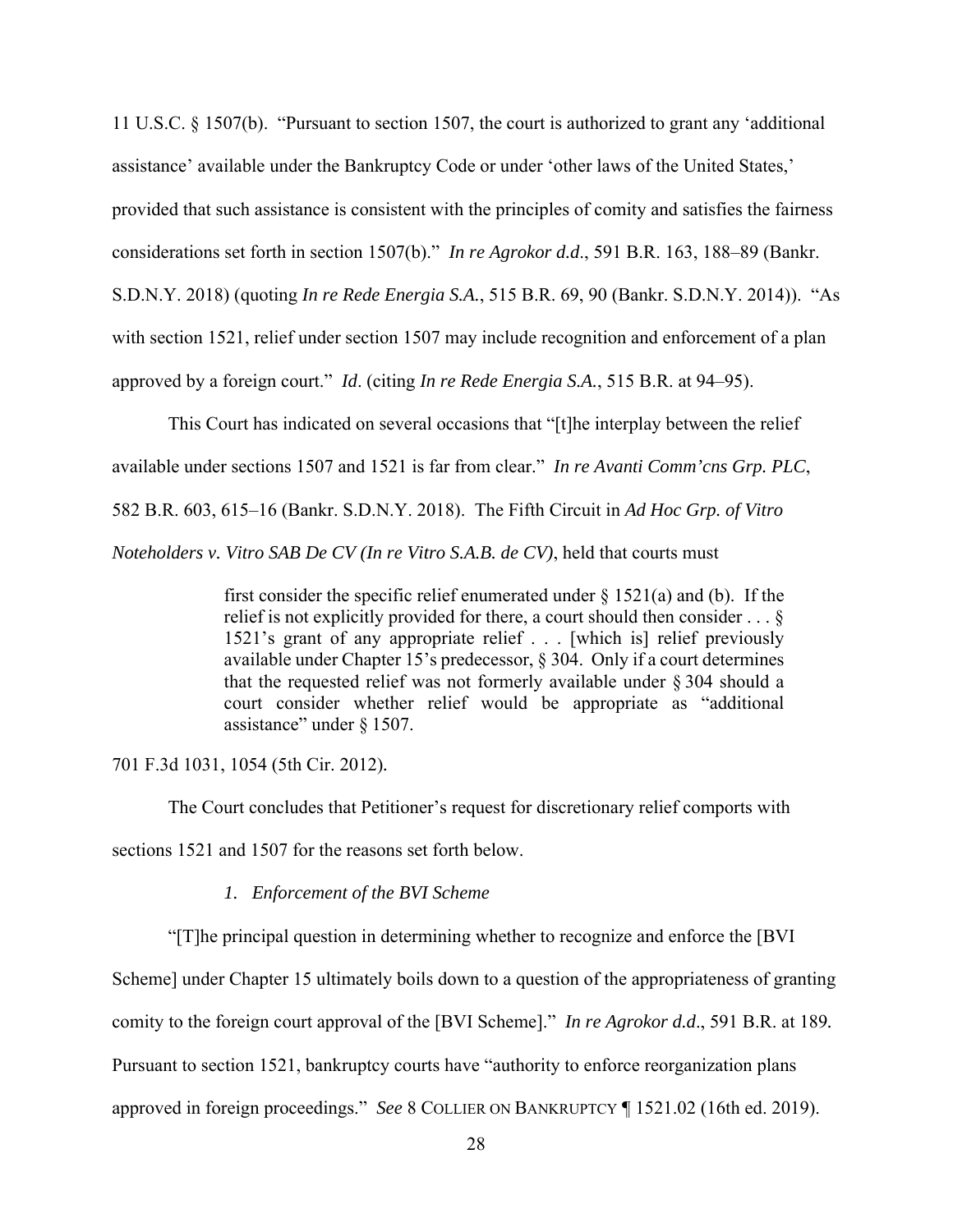11 U.S.C. § 1507(b). "Pursuant to section 1507, the court is authorized to grant any 'additional assistance' available under the Bankruptcy Code or under 'other laws of the United States,' provided that such assistance is consistent with the principles of comity and satisfies the fairness considerations set forth in section 1507(b)." *In re Agrokor d.d*., 591 B.R. 163, 188–89 (Bankr. S.D.N.Y. 2018) (quoting *In re Rede Energia S.A.*, 515 B.R. 69, 90 (Bankr. S.D.N.Y. 2014)). "As with section 1521, relief under section 1507 may include recognition and enforcement of a plan approved by a foreign court." *Id*. (citing *In re Rede Energia S.A.*, 515 B.R. at 94–95).

This Court has indicated on several occasions that "[t]he interplay between the relief available under sections 1507 and 1521 is far from clear." *In re Avanti Comm'cns Grp. PLC*, 582 B.R. 603, 615–16 (Bankr. S.D.N.Y. 2018). The Fifth Circuit in *Ad Hoc Grp. of Vitro Noteholders v. Vitro SAB De CV (In re Vitro S.A.B. de CV)*, held that courts must

> first consider the specific relief enumerated under § 1521(a) and (b). If the relief is not explicitly provided for there, a court should then consider . . . § 1521's grant of any appropriate relief . . . [which is] relief previously available under Chapter 15's predecessor, § 304. Only if a court determines that the requested relief was not formerly available under § 304 should a court consider whether relief would be appropriate as "additional assistance" under § 1507.

701 F.3d 1031, 1054 (5th Cir. 2012).

The Court concludes that Petitioner's request for discretionary relief comports with sections 1521 and 1507 for the reasons set forth below.

*1. Enforcement of the BVI Scheme*

"[T]he principal question in determining whether to recognize and enforce the [BVI Scheme] under Chapter 15 ultimately boils down to a question of the appropriateness of granting comity to the foreign court approval of the [BVI Scheme]." *In re Agrokor d.d*., 591 B.R. at 189. Pursuant to section 1521, bankruptcy courts have "authority to enforce reorganization plans approved in foreign proceedings." *See* 8 COLLIER ON BANKRUPTCY ¶ 1521.02 (16th ed. 2019).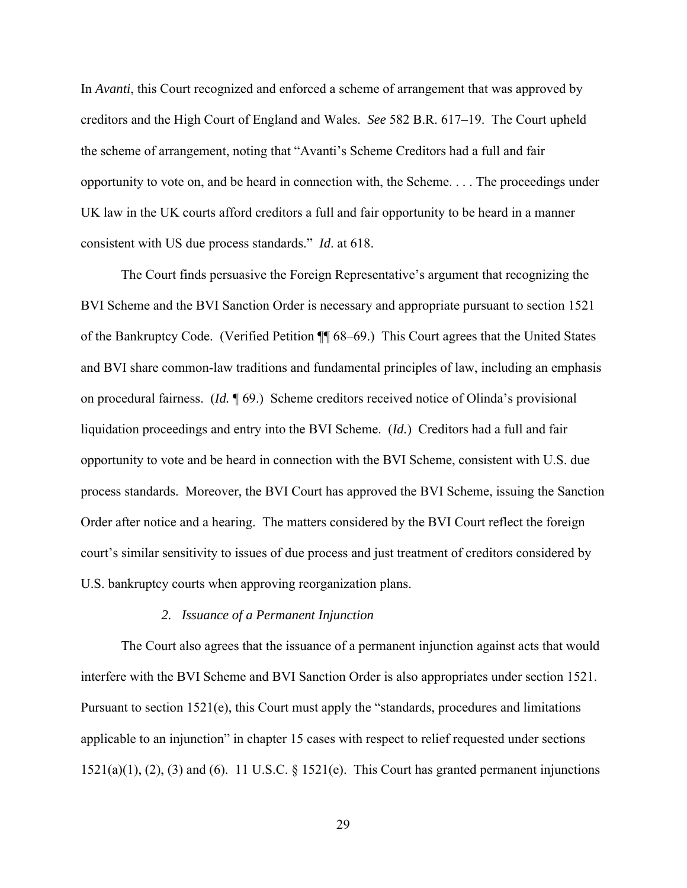In *Avanti*, this Court recognized and enforced a scheme of arrangement that was approved by creditors and the High Court of England and Wales. *See* 582 B.R. 617–19. The Court upheld the scheme of arrangement, noting that "Avanti's Scheme Creditors had a full and fair opportunity to vote on, and be heard in connection with, the Scheme. . . . The proceedings under UK law in the UK courts afford creditors a full and fair opportunity to be heard in a manner consistent with US due process standards." *Id*. at 618.

The Court finds persuasive the Foreign Representative's argument that recognizing the BVI Scheme and the BVI Sanction Order is necessary and appropriate pursuant to section 1521 of the Bankruptcy Code. (Verified Petition ¶¶ 68–69.) This Court agrees that the United States and BVI share common-law traditions and fundamental principles of law, including an emphasis on procedural fairness. (*Id.* ¶ 69.) Scheme creditors received notice of Olinda's provisional liquidation proceedings and entry into the BVI Scheme. (*Id.*) Creditors had a full and fair opportunity to vote and be heard in connection with the BVI Scheme, consistent with U.S. due process standards. Moreover, the BVI Court has approved the BVI Scheme, issuing the Sanction Order after notice and a hearing. The matters considered by the BVI Court reflect the foreign court's similar sensitivity to issues of due process and just treatment of creditors considered by U.S. bankruptcy courts when approving reorganization plans.

### *2. Issuance of a Permanent Injunction*

The Court also agrees that the issuance of a permanent injunction against acts that would interfere with the BVI Scheme and BVI Sanction Order is also appropriates under section 1521. Pursuant to section 1521(e), this Court must apply the "standards, procedures and limitations applicable to an injunction" in chapter 15 cases with respect to relief requested under sections 1521(a)(1), (2), (3) and (6). 11 U.S.C. § 1521(e). This Court has granted permanent injunctions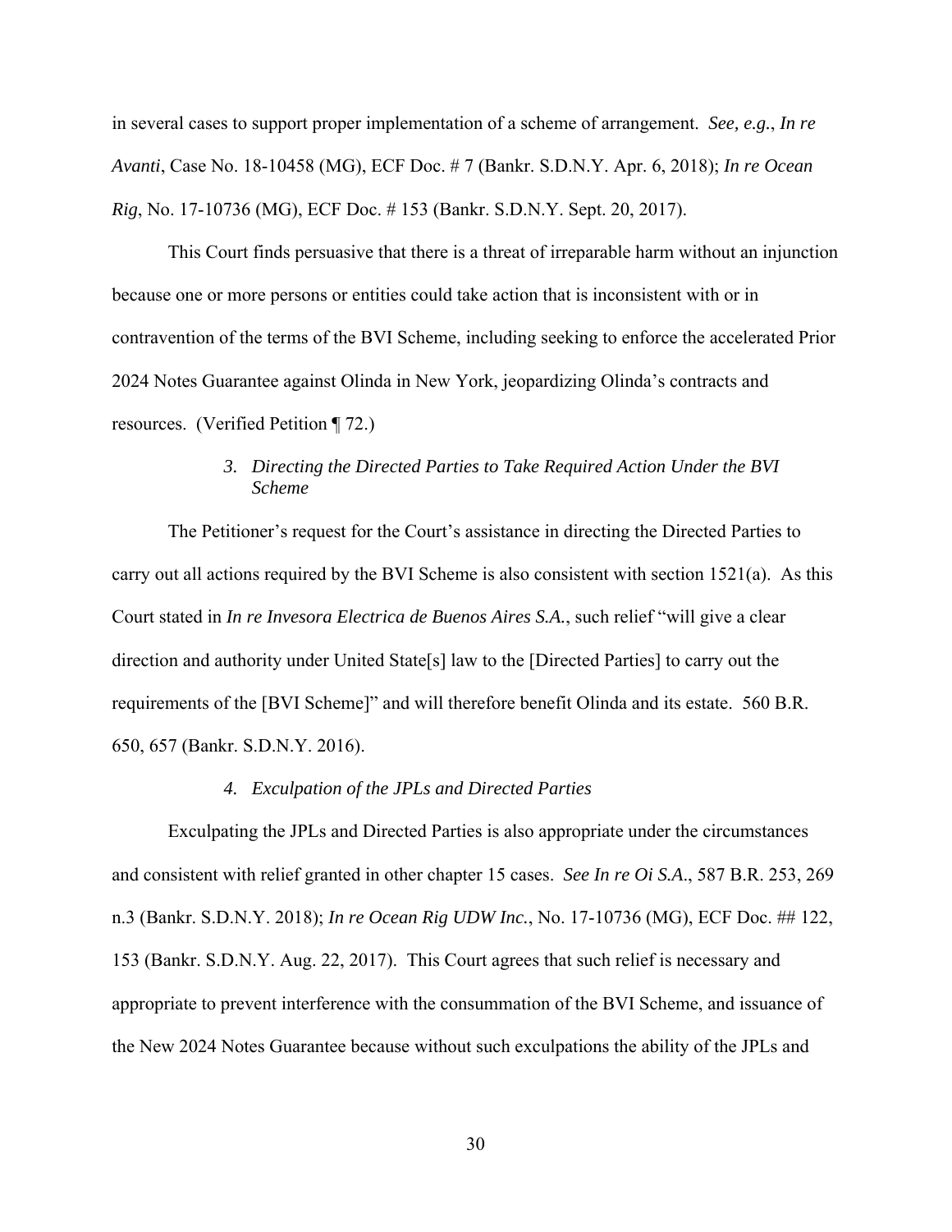in several cases to support proper implementation of a scheme of arrangement. *See, e.g.*, *In re Avanti*, Case No. 18-10458 (MG), ECF Doc. # 7 (Bankr. S.D.N.Y. Apr. 6, 2018); *In re Ocean Rig*, No. 17-10736 (MG), ECF Doc. # 153 (Bankr. S.D.N.Y. Sept. 20, 2017).

This Court finds persuasive that there is a threat of irreparable harm without an injunction because one or more persons or entities could take action that is inconsistent with or in contravention of the terms of the BVI Scheme, including seeking to enforce the accelerated Prior 2024 Notes Guarantee against Olinda in New York, jeopardizing Olinda's contracts and resources. (Verified Petition ¶ 72.)

*3. Directing the Directed Parties to Take Required Action Under the BVI Scheme*

The Petitioner's request for the Court's assistance in directing the Directed Parties to carry out all actions required by the BVI Scheme is also consistent with section 1521(a). As this Court stated in *In re Invesora Electrica de Buenos Aires S.A.*, such relief "will give a clear direction and authority under United State[s] law to the [Directed Parties] to carry out the requirements of the [BVI Scheme]" and will therefore benefit Olinda and its estate. 560 B.R. 650, 657 (Bankr. S.D.N.Y. 2016).

*4. Exculpation of the JPLs and Directed Parties*

Exculpating the JPLs and Directed Parties is also appropriate under the circumstances and consistent with relief granted in other chapter 15 cases. *See In re Oi S.A.*, 587 B.R. 253, 269 n.3 (Bankr. S.D.N.Y. 2018); *In re Ocean Rig UDW Inc.*, No. 17-10736 (MG), ECF Doc. ## 122, 153 (Bankr. S.D.N.Y. Aug. 22, 2017). This Court agrees that such relief is necessary and appropriate to prevent interference with the consummation of the BVI Scheme, and issuance of the New 2024 Notes Guarantee because without such exculpations the ability of the JPLs and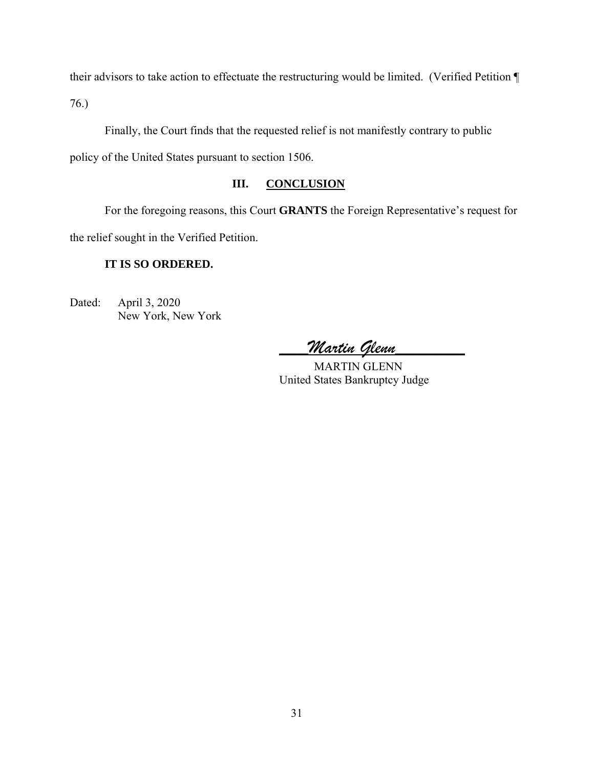their advisors to take action to effectuate the restructuring would be limited. (Verified Petition ¶ 76.)

Finally, the Court finds that the requested relief is not manifestly contrary to public policy of the United States pursuant to section 1506.

## III. CONCLUSION

For the foregoing reasons, this Court **GRANTS** the Foreign Representative's request for the relief sought in the Verified Petition.

**IT IS SO ORDERED.**

Dated: April 3, 2020
New York, New York

*Martin Glenn*
MARTIN GLENN
United States Bankruptcy Judge